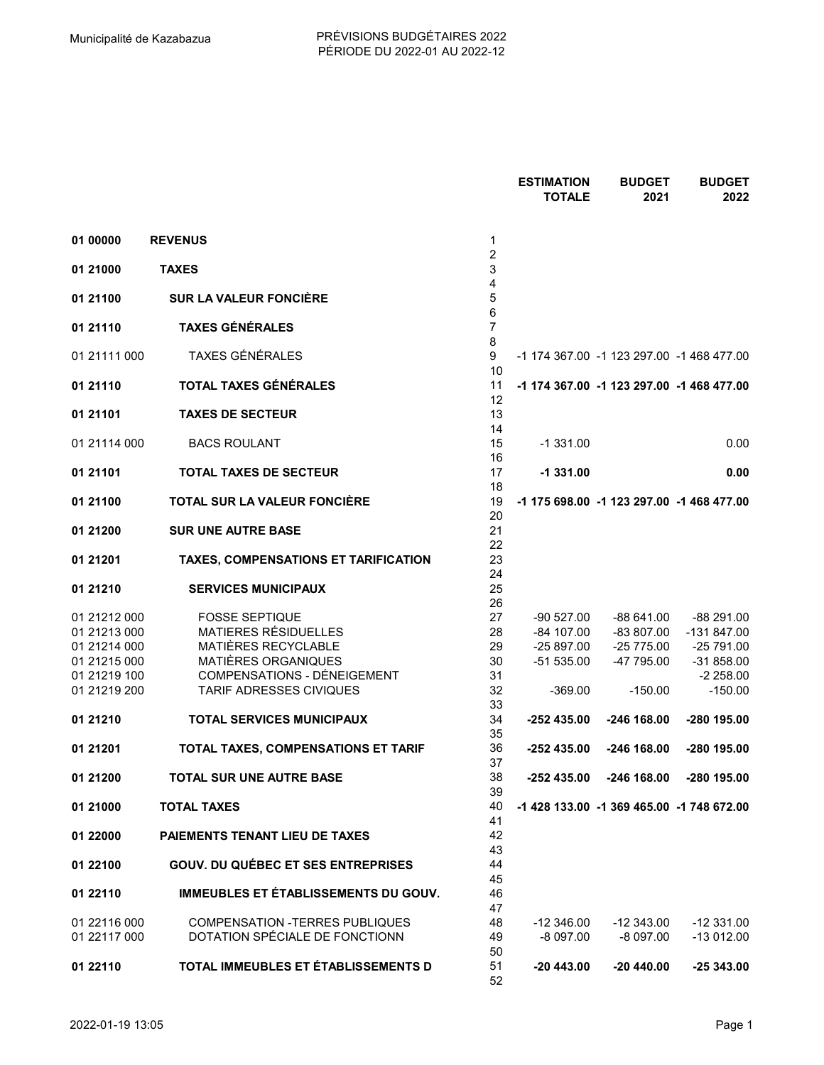Municipalité de Kazabazua

PRÉVISIONS BUDGÉTAIRES 2022
PÉRIODE DU 2022-01 AU 2022-12

| Code | Description | Ligne | ESTIMATION TOTALE | BUDGET 2021 | BUDGET 2022 |
|---|---|---|---|---|---|
| **01 00000** | **REVENUS** | 1 | | | |
| | | 2 | | | |
| **01 21000** | **TAXES** | 3 | | | |
| | | 4 | | | |
| **01 21100** | **SUR LA VALEUR FONCIÈRE** | 5 | | | |
| | | 6 | | | |
| **01 21110** | **TAXES GÉNÉRALES** | 7 | | | |
| | | 8 | | | |
| 01 21111 000 | TAXES GÉNÉRALES | 9 | -1 174 367.00 | -1 123 297.00 | -1 468 477.00 |
| | | 10 | | | |
| **01 21110** | **TOTAL TAXES GÉNÉRALES** | 11 | **-1 174 367.00** | **-1 123 297.00** | **-1 468 477.00** |
| | | 12 | | | |
| **01 21101** | **TAXES DE SECTEUR** | 13 | | | |
| | | 14 | | | |
| 01 21114 000 | BACS ROULANT | 15 | -1 331.00 | | 0.00 |
| | | 16 | | | |
| **01 21101** | **TOTAL TAXES DE SECTEUR** | 17 | **-1 331.00** | | **0.00** |
| | | 18 | | | |
| **01 21100** | **TOTAL SUR LA VALEUR FONCIÈRE** | 19 | **-1 175 698.00** | **-1 123 297.00** | **-1 468 477.00** |
| | | 20 | | | |
| **01 21200** | **SUR UNE AUTRE BASE** | 21 | | | |
| | | 22 | | | |
| **01 21201** | **TAXES, COMPENSATIONS ET TARIFICATION** | 23 | | | |
| | | 24 | | | |
| **01 21210** | **SERVICES MUNICIPAUX** | 25 | | | |
| | | 26 | | | |
| 01 21212 000 | FOSSE SEPTIQUE | 27 | -90 527.00 | -88 641.00 | -88 291.00 |
| 01 21213 000 | MATIERES RÉSIDUELLES | 28 | -84 107.00 | -83 807.00 | -131 847.00 |
| 01 21214 000 | MATIÈRES RECYCLABLE | 29 | -25 897.00 | -25 775.00 | -25 791.00 |
| 01 21215 000 | MATIÈRES ORGANIQUES | 30 | -51 535.00 | -47 795.00 | -31 858.00 |
| 01 21219 100 | COMPENSATIONS - DÉNEIGEMENT | 31 | | | -2 258.00 |
| 01 21219 200 | TARIF ADRESSES CIVIQUES | 32 | -369.00 | -150.00 | -150.00 |
| | | 33 | | | |
| **01 21210** | **TOTAL SERVICES MUNICIPAUX** | 34 | **-252 435.00** | **-246 168.00** | **-280 195.00** |
| | | 35 | | | |
| **01 21201** | **TOTAL TAXES, COMPENSATIONS ET TARIF** | 36 | **-252 435.00** | **-246 168.00** | **-280 195.00** |
| | | 37 | | | |
| **01 21200** | **TOTAL SUR UNE AUTRE BASE** | 38 | **-252 435.00** | **-246 168.00** | **-280 195.00** |
| | | 39 | | | |
| **01 21000** | **TOTAL TAXES** | 40 | **-1 428 133.00** | **-1 369 465.00** | **-1 748 672.00** |
| | | 41 | | | |
| **01 22000** | **PAIEMENTS TENANT LIEU DE TAXES** | 42 | | | |
| | | 43 | | | |
| **01 22100** | **GOUV. DU QUÉBEC ET SES ENTREPRISES** | 44 | | | |
| | | 45 | | | |
| **01 22110** | **IMMEUBLES ET ÉTABLISSEMENTS DU GOUV.** | 46 | | | |
| | | 47 | | | |
| 01 22116 000 | COMPENSATION -TERRES PUBLIQUES | 48 | -12 346.00 | -12 343.00 | -12 331.00 |
| 01 22117 000 | DOTATION SPÉCIALE DE FONCTIONN | 49 | -8 097.00 | -8 097.00 | -13 012.00 |
| | | 50 | | | |
| **01 22110** | **TOTAL IMMEUBLES ET ÉTABLISSEMENTS D** | 51 | **-20 443.00** | **-20 440.00** | **-25 343.00** |
| | | 52 | | | |

2022-01-19 13:05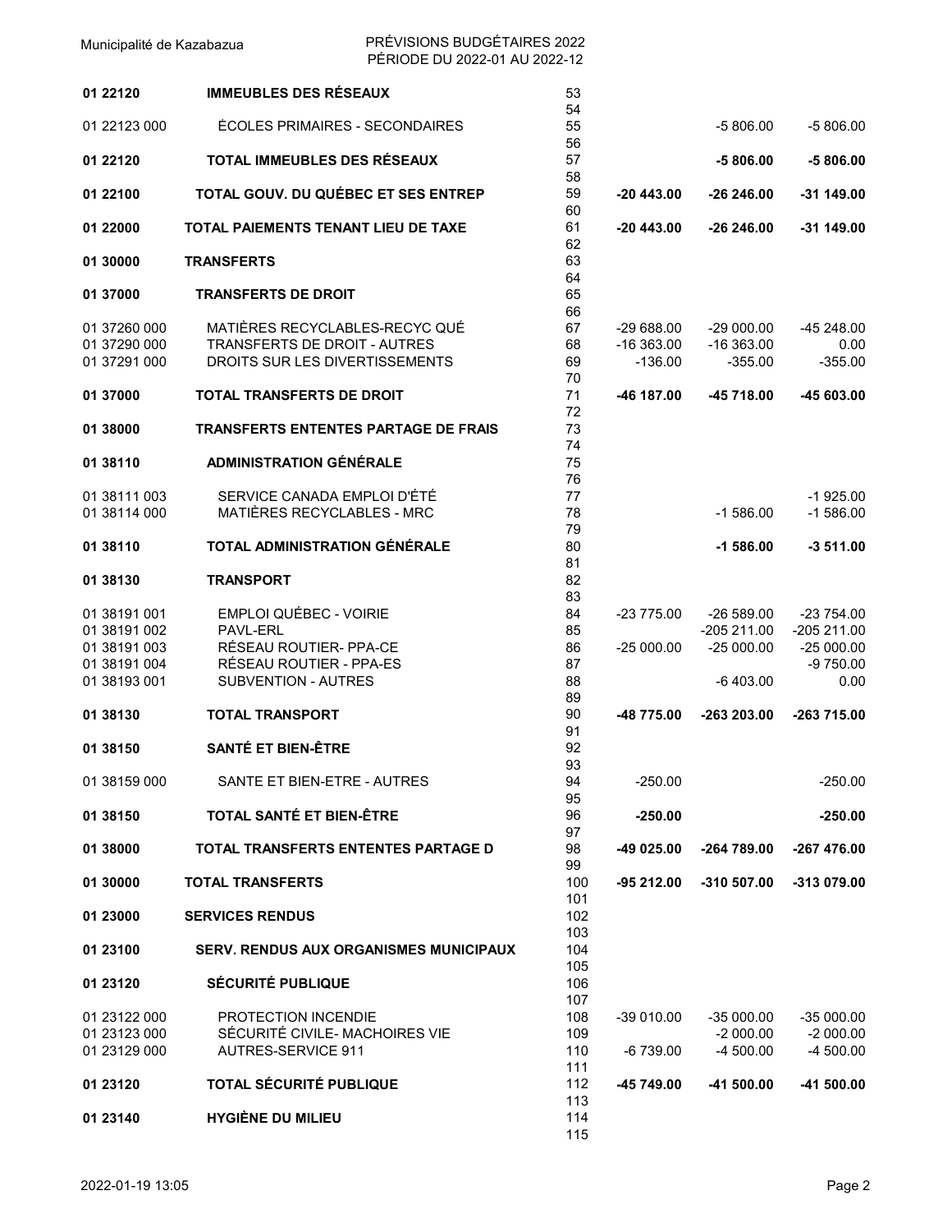| | | | | | |
|---|---|---|---|---|---|
| **01 22120** | **IMMEUBLES DES RÉSEAUX** | 53 | | | |
| | | 54 | | | |
| 01 22123 000 | ÉCOLES PRIMAIRES - SECONDAIRES | 55 | | -5 806.00 | -5 806.00 |
| | | 56 | | | |
| **01 22120** | **TOTAL IMMEUBLES DES RÉSEAUX** | 57 | | **-5 806.00** | **-5 806.00** |
| | | 58 | | | |
| **01 22100** | **TOTAL GOUV. DU QUÉBEC ET SES ENTREP** | 59 | **-20 443.00** | **-26 246.00** | **-31 149.00** |
| | | 60 | | | |
| **01 22000** | **TOTAL PAIEMENTS TENANT LIEU DE TAXE** | 61 | **-20 443.00** | **-26 246.00** | **-31 149.00** |
| | | 62 | | | |
| **01 30000** | **TRANSFERTS** | 63 | | | |
| | | 64 | | | |
| **01 37000** | **TRANSFERTS DE DROIT** | 65 | | | |
| | | 66 | | | |
| 01 37260 000 | MATIÈRES RECYCLABLES-RECYC QUÉ | 67 | -29 688.00 | -29 000.00 | -45 248.00 |
| 01 37290 000 | TRANSFERTS DE DROIT - AUTRES | 68 | -16 363.00 | -16 363.00 | 0.00 |
| 01 37291 000 | DROITS SUR LES DIVERTISSEMENTS | 69 | -136.00 | -355.00 | -355.00 |
| | | 70 | | | |
| **01 37000** | **TOTAL TRANSFERTS DE DROIT** | 71 | **-46 187.00** | **-45 718.00** | **-45 603.00** |
| | | 72 | | | |
| **01 38000** | **TRANSFERTS ENTENTES PARTAGE DE FRAIS** | 73 | | | |
| | | 74 | | | |
| **01 38110** | **ADMINISTRATION GÉNÉRALE** | 75 | | | |
| | | 76 | | | |
| 01 38111 003 | SERVICE CANADA EMPLOI D'ÉTÉ | 77 | | | -1 925.00 |
| 01 38114 000 | MATIÈRES RECYCLABLES - MRC | 78 | | -1 586.00 | -1 586.00 |
| | | 79 | | | |
| **01 38110** | **TOTAL ADMINISTRATION GÉNÉRALE** | 80 | | **-1 586.00** | **-3 511.00** |
| | | 81 | | | |
| **01 38130** | **TRANSPORT** | 82 | | | |
| | | 83 | | | |
| 01 38191 001 | EMPLOI QUÉBEC - VOIRIE | 84 | -23 775.00 | -26 589.00 | -23 754.00 |
| 01 38191 002 | PAVL-ERL | 85 | | -205 211.00 | -205 211.00 |
| 01 38191 003 | RÉSEAU ROUTIER- PPA-CE | 86 | -25 000.00 | -25 000.00 | -25 000.00 |
| 01 38191 004 | RÉSEAU ROUTIER - PPA-ES | 87 | | | -9 750.00 |
| 01 38193 001 | SUBVENTION - AUTRES | 88 | | -6 403.00 | 0.00 |
| | | 89 | | | |
| **01 38130** | **TOTAL TRANSPORT** | 90 | **-48 775.00** | **-263 203.00** | **-263 715.00** |
| | | 91 | | | |
| **01 38150** | **SANTÉ ET BIEN-ÊTRE** | 92 | | | |
| | | 93 | | | |
| 01 38159 000 | SANTE ET BIEN-ETRE - AUTRES | 94 | -250.00 | | -250.00 |
| | | 95 | | | |
| **01 38150** | **TOTAL SANTÉ ET BIEN-ÊTRE** | 96 | **-250.00** | | **-250.00** |
| | | 97 | | | |
| **01 38000** | **TOTAL TRANSFERTS ENTENTES PARTAGE D** | 98 | **-49 025.00** | **-264 789.00** | **-267 476.00** |
| | | 99 | | | |
| **01 30000** | **TOTAL TRANSFERTS** | 100 | **-95 212.00** | **-310 507.00** | **-313 079.00** |
| | | 101 | | | |
| **01 23000** | **SERVICES RENDUS** | 102 | | | |
| | | 103 | | | |
| **01 23100** | **SERV. RENDUS AUX ORGANISMES MUNICIPAUX** | 104 | | | |
| | | 105 | | | |
| **01 23120** | **SÉCURITÉ PUBLIQUE** | 106 | | | |
| | | 107 | | | |
| 01 23122 000 | PROTECTION INCENDIE | 108 | -39 010.00 | -35 000.00 | -35 000.00 |
| 01 23123 000 | SÉCURITÉ CIVILE- MACHOIRES VIE | 109 | | -2 000.00 | -2 000.00 |
| 01 23129 000 | AUTRES-SERVICE 911 | 110 | -6 739.00 | -4 500.00 | -4 500.00 |
| | | 111 | | | |
| **01 23120** | **TOTAL SÉCURITÉ PUBLIQUE** | 112 | **-45 749.00** | **-41 500.00** | **-41 500.00** |
| | | 113 | | | |
| **01 23140** | **HYGIÈNE DU MILIEU** | 114 | | | |
| | | 115 | | | |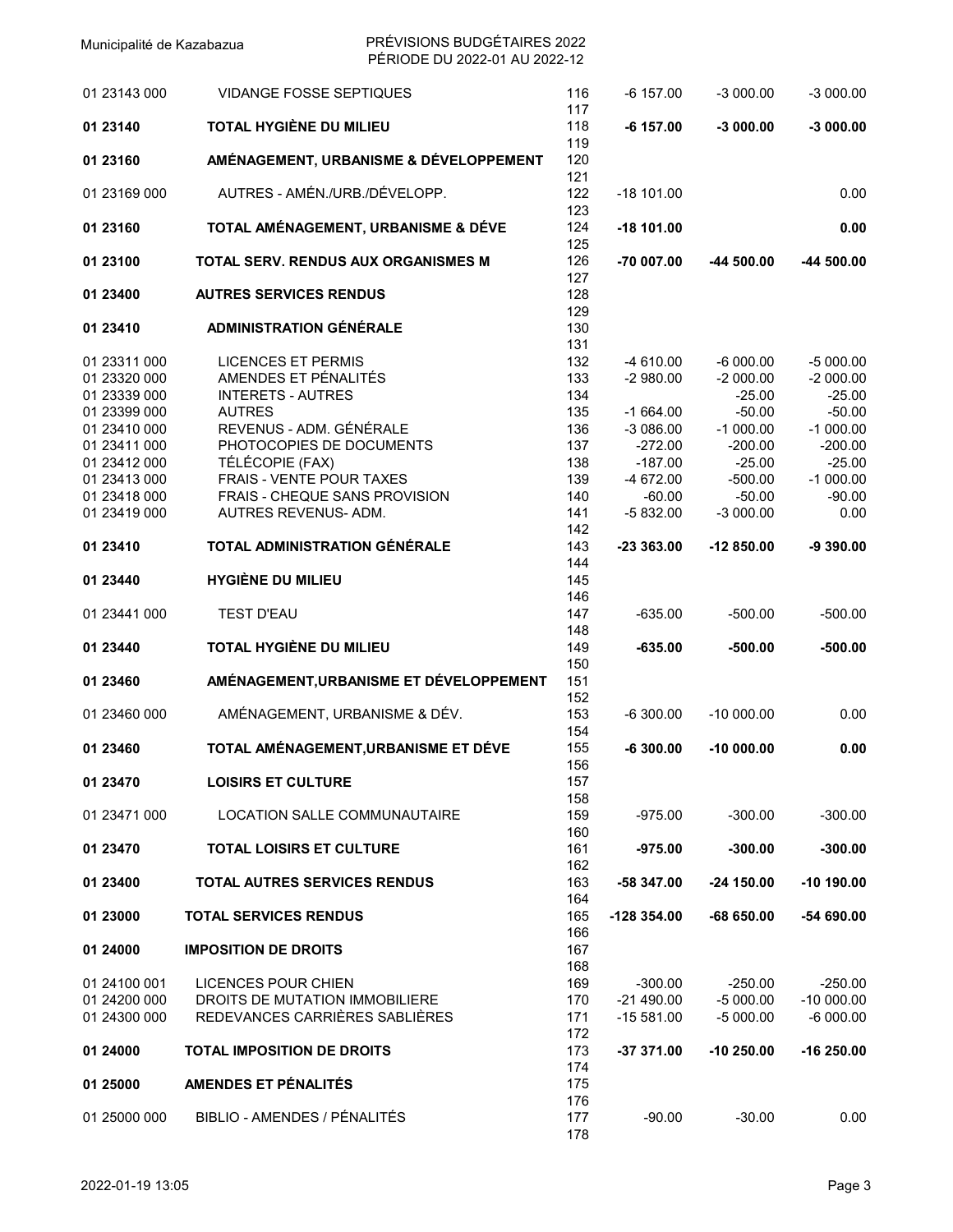| Code | Description | Ligne | | | |
|---|---|---|---|---|---|
| 01 23143 000 | VIDANGE FOSSE SEPTIQUES | 116 | -6 157.00 | -3 000.00 | -3 000.00 |
| | | 117 | | | |
| **01 23140** | **TOTAL HYGIÈNE DU MILIEU** | 118 | **-6 157.00** | **-3 000.00** | **-3 000.00** |
| | | 119 | | | |
| **01 23160** | **AMÉNAGEMENT, URBANISME & DÉVELOPPEMENT** | 120 | | | |
| | | 121 | | | |
| 01 23169 000 | AUTRES - AMÉN./URB./DÉVELOPP. | 122 | -18 101.00 | | 0.00 |
| | | 123 | | | |
| **01 23160** | **TOTAL AMÉNAGEMENT, URBANISME & DÉVE** | 124 | **-18 101.00** | | **0.00** |
| | | 125 | | | |
| **01 23100** | **TOTAL SERV. RENDUS AUX ORGANISMES M** | 126 | **-70 007.00** | **-44 500.00** | **-44 500.00** |
| | | 127 | | | |
| **01 23400** | **AUTRES SERVICES RENDUS** | 128 | | | |
| | | 129 | | | |
| **01 23410** | **ADMINISTRATION GÉNÉRALE** | 130 | | | |
| | | 131 | | | |
| 01 23311 000 | LICENCES ET PERMIS | 132 | -4 610.00 | -6 000.00 | -5 000.00 |
| 01 23320 000 | AMENDES ET PÉNALITÉS | 133 | -2 980.00 | -2 000.00 | -2 000.00 |
| 01 23339 000 | INTERETS - AUTRES | 134 | | -25.00 | -25.00 |
| 01 23399 000 | AUTRES | 135 | -1 664.00 | -50.00 | -50.00 |
| 01 23410 000 | REVENUS - ADM. GÉNÉRALE | 136 | -3 086.00 | -1 000.00 | -1 000.00 |
| 01 23411 000 | PHOTOCOPIES DE DOCUMENTS | 137 | -272.00 | -200.00 | -200.00 |
| 01 23412 000 | TÉLÉCOPIE (FAX) | 138 | -187.00 | -25.00 | -25.00 |
| 01 23413 000 | FRAIS - VENTE POUR TAXES | 139 | -4 672.00 | -500.00 | -1 000.00 |
| 01 23418 000 | FRAIS - CHEQUE SANS PROVISION | 140 | -60.00 | -50.00 | -90.00 |
| 01 23419 000 | AUTRES REVENUS- ADM. | 141 | -5 832.00 | -3 000.00 | 0.00 |
| | | 142 | | | |
| **01 23410** | **TOTAL ADMINISTRATION GÉNÉRALE** | 143 | **-23 363.00** | **-12 850.00** | **-9 390.00** |
| | | 144 | | | |
| **01 23440** | **HYGIÈNE DU MILIEU** | 145 | | | |
| | | 146 | | | |
| 01 23441 000 | TEST D'EAU | 147 | -635.00 | -500.00 | -500.00 |
| | | 148 | | | |
| **01 23440** | **TOTAL HYGIÈNE DU MILIEU** | 149 | **-635.00** | **-500.00** | **-500.00** |
| | | 150 | | | |
| **01 23460** | **AMÉNAGEMENT,URBANISME ET DÉVELOPPEMENT** | 151 | | | |
| | | 152 | | | |
| 01 23460 000 | AMÉNAGEMENT, URBANISME & DÉV. | 153 | -6 300.00 | -10 000.00 | 0.00 |
| | | 154 | | | |
| **01 23460** | **TOTAL AMÉNAGEMENT,URBANISME ET DÉVE** | 155 | **-6 300.00** | **-10 000.00** | **0.00** |
| | | 156 | | | |
| **01 23470** | **LOISIRS ET CULTURE** | 157 | | | |
| | | 158 | | | |
| 01 23471 000 | LOCATION SALLE COMMUNAUTAIRE | 159 | -975.00 | -300.00 | -300.00 |
| | | 160 | | | |
| **01 23470** | **TOTAL LOISIRS ET CULTURE** | 161 | **-975.00** | **-300.00** | **-300.00** |
| | | 162 | | | |
| **01 23400** | **TOTAL AUTRES SERVICES RENDUS** | 163 | **-58 347.00** | **-24 150.00** | **-10 190.00** |
| | | 164 | | | |
| **01 23000** | **TOTAL SERVICES RENDUS** | 165 | **-128 354.00** | **-68 650.00** | **-54 690.00** |
| | | 166 | | | |
| **01 24000** | **IMPOSITION DE DROITS** | 167 | | | |
| | | 168 | | | |
| 01 24100 001 | LICENCES POUR CHIEN | 169 | -300.00 | -250.00 | -250.00 |
| 01 24200 000 | DROITS DE MUTATION IMMOBILIERE | 170 | -21 490.00 | -5 000.00 | -10 000.00 |
| 01 24300 000 | REDEVANCES CARRIÈRES SABLIÈRES | 171 | -15 581.00 | -5 000.00 | -6 000.00 |
| | | 172 | | | |
| **01 24000** | **TOTAL IMPOSITION DE DROITS** | 173 | **-37 371.00** | **-10 250.00** | **-16 250.00** |
| | | 174 | | | |
| **01 25000** | **AMENDES ET PÉNALITÉS** | 175 | | | |
| | | 176 | | | |
| 01 25000 000 | BIBLIO - AMENDES / PÉNALITÉS | 177 | -90.00 | -30.00 | 0.00 |
| | | 178 | | | |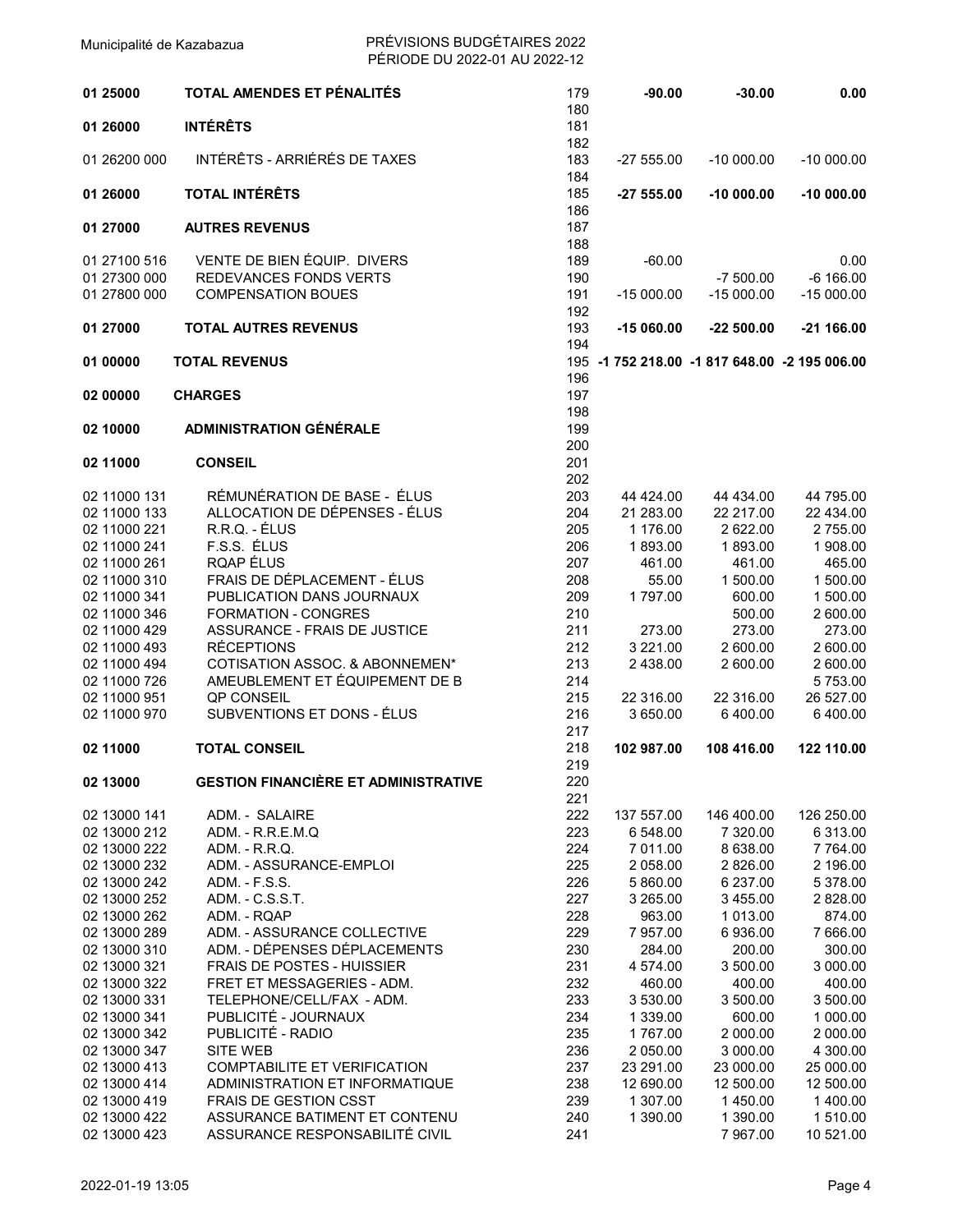| | | | | | |
|---|---|---|---|---|---|
| **01 25000** | **TOTAL AMENDES ET PÉNALITÉS** | 179 | **-90.00** | **-30.00** | **0.00** |
| | | 180 | | | |
| **01 26000** | **INTÉRÊTS** | 181 | | | |
| | | 182 | | | |
| 01 26200 000 | INTÉRÊTS - ARRIÉRÉS DE TAXES | 183 | -27 555.00 | -10 000.00 | -10 000.00 |
| | | 184 | | | |
| **01 26000** | **TOTAL INTÉRÊTS** | 185 | **-27 555.00** | **-10 000.00** | **-10 000.00** |
| | | 186 | | | |
| **01 27000** | **AUTRES REVENUS** | 187 | | | |
| | | 188 | | | |
| 01 27100 516 | VENTE DE BIEN ÉQUIP. DIVERS | 189 | -60.00 | | 0.00 |
| 01 27300 000 | REDEVANCES FONDS VERTS | 190 | | -7 500.00 | -6 166.00 |
| 01 27800 000 | COMPENSATION BOUES | 191 | -15 000.00 | -15 000.00 | -15 000.00 |
| | | 192 | | | |
| **01 27000** | **TOTAL AUTRES REVENUS** | 193 | **-15 060.00** | **-22 500.00** | **-21 166.00** |
| | | 194 | | | |
| **01 00000** | **TOTAL REVENUS** | 195 | **-1 752 218.00** | **-1 817 648.00** | **-2 195 006.00** |
| | | 196 | | | |
| **02 00000** | **CHARGES** | 197 | | | |
| | | 198 | | | |
| **02 10000** | **ADMINISTRATION GÉNÉRALE** | 199 | | | |
| | | 200 | | | |
| **02 11000** | **CONSEIL** | 201 | | | |
| | | 202 | | | |
| 02 11000 131 | RÉMUNÉRATION DE BASE - ÉLUS | 203 | 44 424.00 | 44 434.00 | 44 795.00 |
| 02 11000 133 | ALLOCATION DE DÉPENSES - ÉLUS | 204 | 21 283.00 | 22 217.00 | 22 434.00 |
| 02 11000 221 | R.R.Q. - ÉLUS | 205 | 1 176.00 | 2 622.00 | 2 755.00 |
| 02 11000 241 | F.S.S. ÉLUS | 206 | 1 893.00 | 1 893.00 | 1 908.00 |
| 02 11000 261 | RQAP ÉLUS | 207 | 461.00 | 461.00 | 465.00 |
| 02 11000 310 | FRAIS DE DÉPLACEMENT - ÉLUS | 208 | 55.00 | 1 500.00 | 1 500.00 |
| 02 11000 341 | PUBLICATION DANS JOURNAUX | 209 | 1 797.00 | 600.00 | 1 500.00 |
| 02 11000 346 | FORMATION - CONGRES | 210 | | 500.00 | 2 600.00 |
| 02 11000 429 | ASSURANCE - FRAIS DE JUSTICE | 211 | 273.00 | 273.00 | 273.00 |
| 02 11000 493 | RÉCEPTIONS | 212 | 3 221.00 | 2 600.00 | 2 600.00 |
| 02 11000 494 | COTISATION ASSOC. & ABONNEMEN* | 213 | 2 438.00 | 2 600.00 | 2 600.00 |
| 02 11000 726 | AMEUBLEMENT ET ÉQUIPEMENT DE B | 214 | | | 5 753.00 |
| 02 11000 951 | QP CONSEIL | 215 | 22 316.00 | 22 316.00 | 26 527.00 |
| 02 11000 970 | SUBVENTIONS ET DONS - ÉLUS | 216 | 3 650.00 | 6 400.00 | 6 400.00 |
| | | 217 | | | |
| **02 11000** | **TOTAL CONSEIL** | 218 | **102 987.00** | **108 416.00** | **122 110.00** |
| | | 219 | | | |
| **02 13000** | **GESTION FINANCIÈRE ET ADMINISTRATIVE** | 220 | | | |
| | | 221 | | | |
| 02 13000 141 | ADM. - SALAIRE | 222 | 137 557.00 | 146 400.00 | 126 250.00 |
| 02 13000 212 | ADM. - R.R.E.M.Q | 223 | 6 548.00 | 7 320.00 | 6 313.00 |
| 02 13000 222 | ADM. - R.R.Q. | 224 | 7 011.00 | 8 638.00 | 7 764.00 |
| 02 13000 232 | ADM. - ASSURANCE-EMPLOI | 225 | 2 058.00 | 2 826.00 | 2 196.00 |
| 02 13000 242 | ADM. - F.S.S. | 226 | 5 860.00 | 6 237.00 | 5 378.00 |
| 02 13000 252 | ADM. - C.S.S.T. | 227 | 3 265.00 | 3 455.00 | 2 828.00 |
| 02 13000 262 | ADM. - RQAP | 228 | 963.00 | 1 013.00 | 874.00 |
| 02 13000 289 | ADM. - ASSURANCE COLLECTIVE | 229 | 7 957.00 | 6 936.00 | 7 666.00 |
| 02 13000 310 | ADM. - DÉPENSES DÉPLACEMENTS | 230 | 284.00 | 200.00 | 300.00 |
| 02 13000 321 | FRAIS DE POSTES - HUISSIER | 231 | 4 574.00 | 3 500.00 | 3 000.00 |
| 02 13000 322 | FRET ET MESSAGERIES - ADM. | 232 | 460.00 | 400.00 | 400.00 |
| 02 13000 331 | TELEPHONE/CELL/FAX - ADM. | 233 | 3 530.00 | 3 500.00 | 3 500.00 |
| 02 13000 341 | PUBLICITÉ - JOURNAUX | 234 | 1 339.00 | 600.00 | 1 000.00 |
| 02 13000 342 | PUBLICITÉ - RADIO | 235 | 1 767.00 | 2 000.00 | 2 000.00 |
| 02 13000 347 | SITE WEB | 236 | 2 050.00 | 3 000.00 | 4 300.00 |
| 02 13000 413 | COMPTABILITE ET VERIFICATION | 237 | 23 291.00 | 23 000.00 | 25 000.00 |
| 02 13000 414 | ADMINISTRATION ET INFORMATIQUE | 238 | 12 690.00 | 12 500.00 | 12 500.00 |
| 02 13000 419 | FRAIS DE GESTION CSST | 239 | 1 307.00 | 1 450.00 | 1 400.00 |
| 02 13000 422 | ASSURANCE BATIMENT ET CONTENU | 240 | 1 390.00 | 1 390.00 | 1 510.00 |
| 02 13000 423 | ASSURANCE RESPONSABILITÉ CIVIL | 241 | | 7 967.00 | 10 521.00 |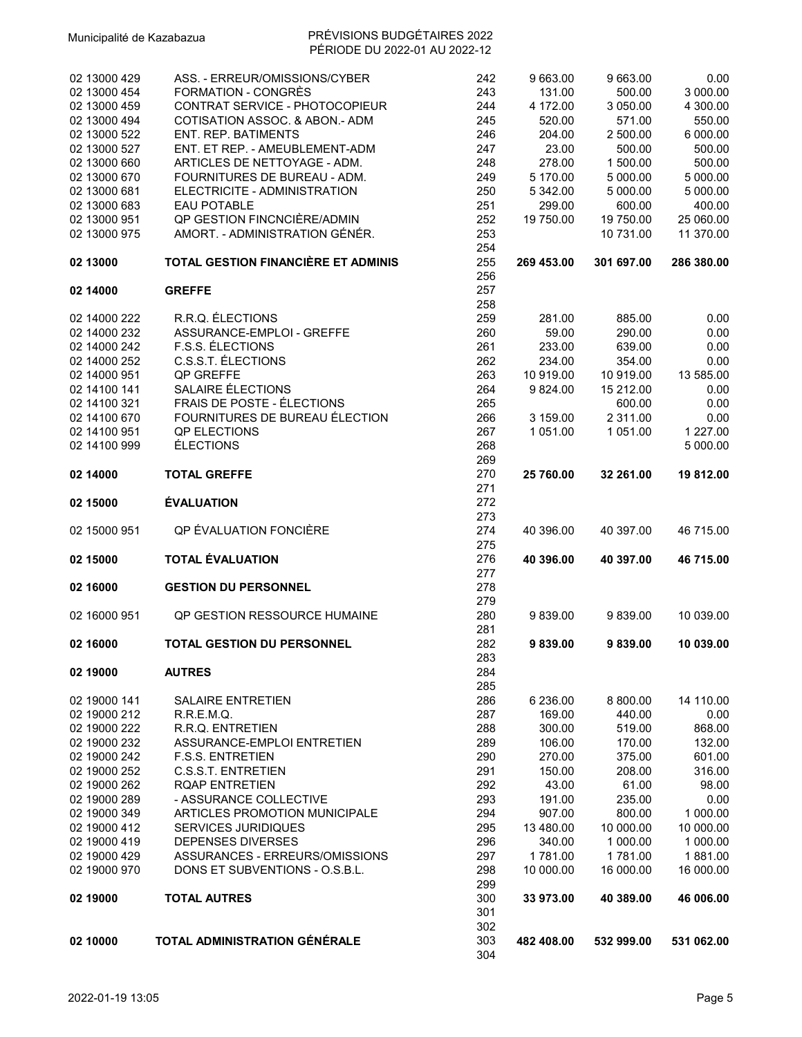| | | | | | |
|---|---|---|---|---|---|
| 02 13000 429 | ASS. - ERREUR/OMISSIONS/CYBER | 242 | 9 663.00 | 9 663.00 | 0.00 |
| 02 13000 454 | FORMATION - CONGRÈS | 243 | 131.00 | 500.00 | 3 000.00 |
| 02 13000 459 | CONTRAT SERVICE - PHOTOCOPIEUR | 244 | 4 172.00 | 3 050.00 | 4 300.00 |
| 02 13000 494 | COTISATION ASSOC. & ABON.- ADM | 245 | 520.00 | 571.00 | 550.00 |
| 02 13000 522 | ENT. REP. BATIMENTS | 246 | 204.00 | 2 500.00 | 6 000.00 |
| 02 13000 527 | ENT. ET REP. - AMEUBLEMENT-ADM | 247 | 23.00 | 500.00 | 500.00 |
| 02 13000 660 | ARTICLES DE NETTOYAGE - ADM. | 248 | 278.00 | 1 500.00 | 500.00 |
| 02 13000 670 | FOURNITURES DE BUREAU - ADM. | 249 | 5 170.00 | 5 000.00 | 5 000.00 |
| 02 13000 681 | ELECTRICITE - ADMINISTRATION | 250 | 5 342.00 | 5 000.00 | 5 000.00 |
| 02 13000 683 | EAU POTABLE | 251 | 299.00 | 600.00 | 400.00 |
| 02 13000 951 | QP GESTION FINCNCIÈRE/ADMIN | 252 | 19 750.00 | 19 750.00 | 25 060.00 |
| 02 13000 975 | AMORT. - ADMINISTRATION GÉNÉR. | 253 | | 10 731.00 | 11 370.00 |
| | | 254 | | | |
| **02 13000** | **TOTAL GESTION FINANCIÈRE ET ADMINIS** | 255 | **269 453.00** | **301 697.00** | **286 380.00** |
| | | 256 | | | |
| **02 14000** | **GREFFE** | 257 | | | |
| | | 258 | | | |
| 02 14000 222 | R.R.Q. ÉLECTIONS | 259 | 281.00 | 885.00 | 0.00 |
| 02 14000 232 | ASSURANCE-EMPLOI - GREFFE | 260 | 59.00 | 290.00 | 0.00 |
| 02 14000 242 | F.S.S. ÉLECTIONS | 261 | 233.00 | 639.00 | 0.00 |
| 02 14000 252 | C.S.S.T. ÉLECTIONS | 262 | 234.00 | 354.00 | 0.00 |
| 02 14000 951 | QP GREFFE | 263 | 10 919.00 | 10 919.00 | 13 585.00 |
| 02 14100 141 | SALAIRE ÉLECTIONS | 264 | 9 824.00 | 15 212.00 | 0.00 |
| 02 14100 321 | FRAIS DE POSTE - ÉLECTIONS | 265 | | 600.00 | 0.00 |
| 02 14100 670 | FOURNITURES DE BUREAU ÉLECTION | 266 | 3 159.00 | 2 311.00 | 0.00 |
| 02 14100 951 | QP ELECTIONS | 267 | 1 051.00 | 1 051.00 | 1 227.00 |
| 02 14100 999 | ÉLECTIONS | 268 | | | 5 000.00 |
| | | 269 | | | |
| **02 14000** | **TOTAL GREFFE** | 270 | **25 760.00** | **32 261.00** | **19 812.00** |
| | | 271 | | | |
| **02 15000** | **ÉVALUATION** | 272 | | | |
| | | 273 | | | |
| 02 15000 951 | QP ÉVALUATION FONCIÈRE | 274 | 40 396.00 | 40 397.00 | 46 715.00 |
| | | 275 | | | |
| **02 15000** | **TOTAL ÉVALUATION** | 276 | **40 396.00** | **40 397.00** | **46 715.00** |
| | | 277 | | | |
| **02 16000** | **GESTION DU PERSONNEL** | 278 | | | |
| | | 279 | | | |
| 02 16000 951 | QP GESTION RESSOURCE HUMAINE | 280 | 9 839.00 | 9 839.00 | 10 039.00 |
| | | 281 | | | |
| **02 16000** | **TOTAL GESTION DU PERSONNEL** | 282 | **9 839.00** | **9 839.00** | **10 039.00** |
| | | 283 | | | |
| **02 19000** | **AUTRES** | 284 | | | |
| | | 285 | | | |
| 02 19000 141 | SALAIRE ENTRETIEN | 286 | 6 236.00 | 8 800.00 | 14 110.00 |
| 02 19000 212 | R.R.E.M.Q. | 287 | 169.00 | 440.00 | 0.00 |
| 02 19000 222 | R.R.Q. ENTRETIEN | 288 | 300.00 | 519.00 | 868.00 |
| 02 19000 232 | ASSURANCE-EMPLOI ENTRETIEN | 289 | 106.00 | 170.00 | 132.00 |
| 02 19000 242 | F.S.S. ENTRETIEN | 290 | 270.00 | 375.00 | 601.00 |
| 02 19000 252 | C.S.S.T. ENTRETIEN | 291 | 150.00 | 208.00 | 316.00 |
| 02 19000 262 | RQAP ENTRETIEN | 292 | 43.00 | 61.00 | 98.00 |
| 02 19000 289 | - ASSURANCE COLLECTIVE | 293 | 191.00 | 235.00 | 0.00 |
| 02 19000 349 | ARTICLES PROMOTION MUNICIPALE | 294 | 907.00 | 800.00 | 1 000.00 |
| 02 19000 412 | SERVICES JURIDIQUES | 295 | 13 480.00 | 10 000.00 | 10 000.00 |
| 02 19000 419 | DEPENSES DIVERSES | 296 | 340.00 | 1 000.00 | 1 000.00 |
| 02 19000 429 | ASSURANCES - ERREURS/OMISSIONS | 297 | 1 781.00 | 1 781.00 | 1 881.00 |
| 02 19000 970 | DONS ET SUBVENTIONS - O.S.B.L. | 298 | 10 000.00 | 16 000.00 | 16 000.00 |
| | | 299 | | | |
| **02 19000** | **TOTAL AUTRES** | 300 | **33 973.00** | **40 389.00** | **46 006.00** |
| | | 301 | | | |
| | | 302 | | | |
| **02 10000** | **TOTAL ADMINISTRATION GÉNÉRALE** | 303 | **482 408.00** | **532 999.00** | **531 062.00** |
| | | 304 | | | |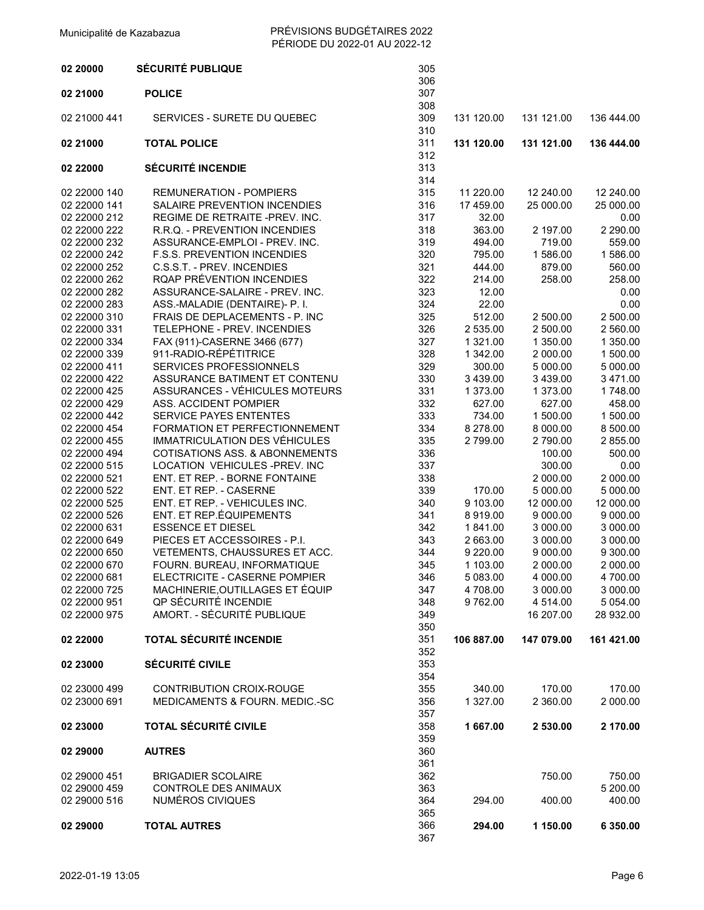Municipalité de Kazabazua

PRÉVISIONS BUDGÉTAIRES 2022
PÉRIODE DU 2022-01 AU 2022-12

| Code | Description | Ligne | | | |
|---|---|---|---|---|---|
| **02 20000** | **SÉCURITÉ PUBLIQUE** | 305 | | | |
| | | 306 | | | |
| **02 21000** | **POLICE** | 307 | | | |
| | | 308 | | | |
| 02 21000 441 | SERVICES - SURETE DU QUEBEC | 309 | 131 120.00 | 131 121.00 | 136 444.00 |
| | | 310 | | | |
| **02 21000** | **TOTAL POLICE** | 311 | **131 120.00** | **131 121.00** | **136 444.00** |
| | | 312 | | | |
| **02 22000** | **SÉCURITÉ INCENDIE** | 313 | | | |
| | | 314 | | | |
| 02 22000 140 | REMUNERATION - POMPIERS | 315 | 11 220.00 | 12 240.00 | 12 240.00 |
| 02 22000 141 | SALAIRE PREVENTION INCENDIES | 316 | 17 459.00 | 25 000.00 | 25 000.00 |
| 02 22000 212 | REGIME DE RETRAITE -PREV. INC. | 317 | 32.00 | | 0.00 |
| 02 22000 222 | R.R.Q. - PREVENTION INCENDIES | 318 | 363.00 | 2 197.00 | 2 290.00 |
| 02 22000 232 | ASSURANCE-EMPLOI - PREV. INC. | 319 | 494.00 | 719.00 | 559.00 |
| 02 22000 242 | F.S.S. PREVENTION INCENDIES | 320 | 795.00 | 1 586.00 | 1 586.00 |
| 02 22000 252 | C.S.S.T. - PREV. INCENDIES | 321 | 444.00 | 879.00 | 560.00 |
| 02 22000 262 | RQAP PRÉVENTION INCENDIES | 322 | 214.00 | 258.00 | 258.00 |
| 02 22000 282 | ASSURANCE-SALAIRE - PREV. INC. | 323 | 12.00 | | 0.00 |
| 02 22000 283 | ASS.-MALADIE (DENTAIRE)- P. I. | 324 | 22.00 | | 0.00 |
| 02 22000 310 | FRAIS DE DEPLACEMENTS - P. INC | 325 | 512.00 | 2 500.00 | 2 500.00 |
| 02 22000 331 | TELEPHONE - PREV. INCENDIES | 326 | 2 535.00 | 2 500.00 | 2 560.00 |
| 02 22000 334 | FAX (911)-CASERNE 3466 (677) | 327 | 1 321.00 | 1 350.00 | 1 350.00 |
| 02 22000 339 | 911-RADIO-RÉPÉTITRICE | 328 | 1 342.00 | 2 000.00 | 1 500.00 |
| 02 22000 411 | SERVICES PROFESSIONNELS | 329 | 300.00 | 5 000.00 | 5 000.00 |
| 02 22000 422 | ASSURANCE BATIMENT ET CONTENU | 330 | 3 439.00 | 3 439.00 | 3 471.00 |
| 02 22000 425 | ASSURANCES - VÉHICULES MOTEURS | 331 | 1 373.00 | 1 373.00 | 1 748.00 |
| 02 22000 429 | ASS. ACCIDENT POMPIER | 332 | 627.00 | 627.00 | 458.00 |
| 02 22000 442 | SERVICE PAYES ENTENTES | 333 | 734.00 | 1 500.00 | 1 500.00 |
| 02 22000 454 | FORMATION ET PERFECTIONNEMENT | 334 | 8 278.00 | 8 000.00 | 8 500.00 |
| 02 22000 455 | IMMATRICULATION DES VÉHICULES | 335 | 2 799.00 | 2 790.00 | 2 855.00 |
| 02 22000 494 | COTISATIONS ASS. & ABONNEMENTS | 336 | | 100.00 | 500.00 |
| 02 22000 515 | LOCATION VEHICULES -PREV. INC | 337 | | 300.00 | 0.00 |
| 02 22000 521 | ENT. ET REP. - BORNE FONTAINE | 338 | | 2 000.00 | 2 000.00 |
| 02 22000 522 | ENT. ET REP. - CASERNE | 339 | 170.00 | 5 000.00 | 5 000.00 |
| 02 22000 525 | ENT. ET REP. - VEHICULES INC. | 340 | 9 103.00 | 12 000.00 | 12 000.00 |
| 02 22000 526 | ENT. ET REP.ÉQUIPEMENTS | 341 | 8 919.00 | 9 000.00 | 9 000.00 |
| 02 22000 631 | ESSENCE ET DIESEL | 342 | 1 841.00 | 3 000.00 | 3 000.00 |
| 02 22000 649 | PIECES ET ACCESSOIRES - P.I. | 343 | 2 663.00 | 3 000.00 | 3 000.00 |
| 02 22000 650 | VETEMENTS, CHAUSSURES ET ACC. | 344 | 9 220.00 | 9 000.00 | 9 300.00 |
| 02 22000 670 | FOURN. BUREAU, INFORMATIQUE | 345 | 1 103.00 | 2 000.00 | 2 000.00 |
| 02 22000 681 | ELECTRICITE - CASERNE POMPIER | 346 | 5 083.00 | 4 000.00 | 4 700.00 |
| 02 22000 725 | MACHINERIE,OUTILLAGES ET ÉQUIP | 347 | 4 708.00 | 3 000.00 | 3 000.00 |
| 02 22000 951 | QP SÉCURITÉ INCENDIE | 348 | 9 762.00 | 4 514.00 | 5 054.00 |
| 02 22000 975 | AMORT. - SÉCURITÉ PUBLIQUE | 349 | | 16 207.00 | 28 932.00 |
| | | 350 | | | |
| **02 22000** | **TOTAL SÉCURITÉ INCENDIE** | 351 | **106 887.00** | **147 079.00** | **161 421.00** |
| | | 352 | | | |
| **02 23000** | **SÉCURITÉ CIVILE** | 353 | | | |
| | | 354 | | | |
| 02 23000 499 | CONTRIBUTION CROIX-ROUGE | 355 | 340.00 | 170.00 | 170.00 |
| 02 23000 691 | MEDICAMENTS & FOURN. MEDIC.-SC | 356 | 1 327.00 | 2 360.00 | 2 000.00 |
| | | 357 | | | |
| **02 23000** | **TOTAL SÉCURITÉ CIVILE** | 358 | **1 667.00** | **2 530.00** | **2 170.00** |
| | | 359 | | | |
| **02 29000** | **AUTRES** | 360 | | | |
| | | 361 | | | |
| 02 29000 451 | BRIGADIER SCOLAIRE | 362 | | 750.00 | 750.00 |
| 02 29000 459 | CONTROLE DES ANIMAUX | 363 | | | 5 200.00 |
| 02 29000 516 | NUMÉROS CIVIQUES | 364 | 294.00 | 400.00 | 400.00 |
| | | 365 | | | |
| **02 29000** | **TOTAL AUTRES** | 366 | **294.00** | **1 150.00** | **6 350.00** |
| | | 367 | | | |

2022-01-19 13:05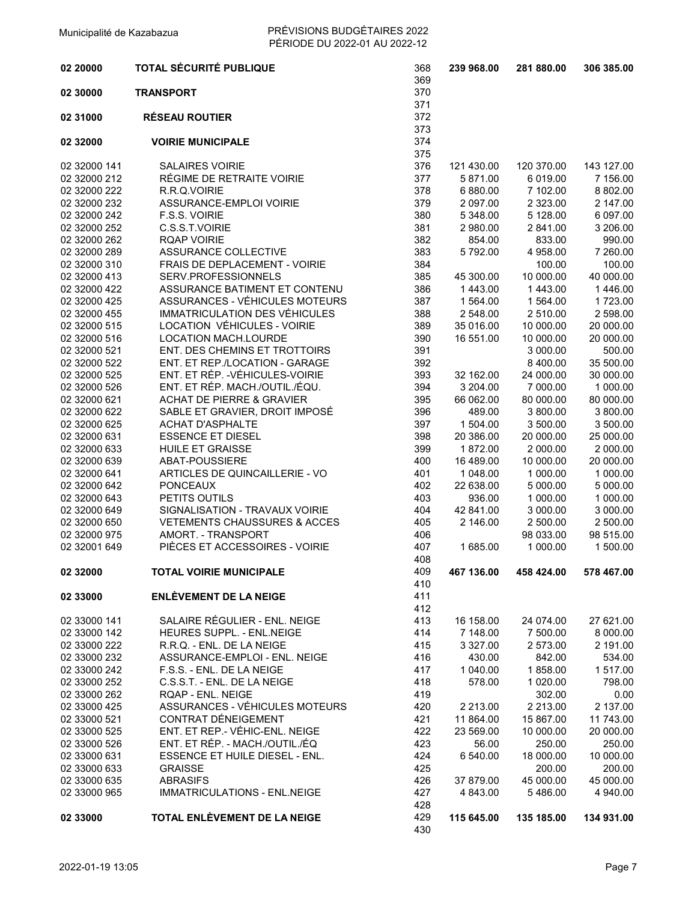| Code | Description | Ligne | | | |
|---|---|---|---|---|---|
| **02 20000** | **TOTAL SÉCURITÉ PUBLIQUE** | 368 | **239 968.00** | **281 880.00** | **306 385.00** |
| | | 369 | | | |
| **02 30000** | **TRANSPORT** | 370 | | | |
| | | 371 | | | |
| **02 31000** | **RÉSEAU ROUTIER** | 372 | | | |
| | | 373 | | | |
| **02 32000** | **VOIRIE MUNICIPALE** | 374 | | | |
| | | 375 | | | |
| 02 32000 141 | SALAIRES VOIRIE | 376 | 121 430.00 | 120 370.00 | 143 127.00 |
| 02 32000 212 | RÉGIME DE RETRAITE VOIRIE | 377 | 5 871.00 | 6 019.00 | 7 156.00 |
| 02 32000 222 | R.R.Q.VOIRIE | 378 | 6 880.00 | 7 102.00 | 8 802.00 |
| 02 32000 232 | ASSURANCE-EMPLOI VOIRIE | 379 | 2 097.00 | 2 323.00 | 2 147.00 |
| 02 32000 242 | F.S.S. VOIRIE | 380 | 5 348.00 | 5 128.00 | 6 097.00 |
| 02 32000 252 | C.S.S.T.VOIRIE | 381 | 2 980.00 | 2 841.00 | 3 206.00 |
| 02 32000 262 | RQAP VOIRIE | 382 | 854.00 | 833.00 | 990.00 |
| 02 32000 289 | ASSURANCE COLLECTIVE | 383 | 5 792.00 | 4 958.00 | 7 260.00 |
| 02 32000 310 | FRAIS DE DEPLACEMENT - VOIRIE | 384 | | 100.00 | 100.00 |
| 02 32000 413 | SERV.PROFESSIONNELS | 385 | 45 300.00 | 10 000.00 | 40 000.00 |
| 02 32000 422 | ASSURANCE BATIMENT ET CONTENU | 386 | 1 443.00 | 1 443.00 | 1 446.00 |
| 02 32000 425 | ASSURANCES - VÉHICULES MOTEURS | 387 | 1 564.00 | 1 564.00 | 1 723.00 |
| 02 32000 455 | IMMATRICULATION DES VÉHICULES | 388 | 2 548.00 | 2 510.00 | 2 598.00 |
| 02 32000 515 | LOCATION VÉHICULES - VOIRIE | 389 | 35 016.00 | 10 000.00 | 20 000.00 |
| 02 32000 516 | LOCATION MACH.LOURDE | 390 | 16 551.00 | 10 000.00 | 20 000.00 |
| 02 32000 521 | ENT. DES CHEMINS ET TROTTOIRS | 391 | | 3 000.00 | 500.00 |
| 02 32000 522 | ENT. ET REP./LOCATION - GARAGE | 392 | | 8 400.00 | 35 500.00 |
| 02 32000 525 | ENT. ET RÉP. -VÉHICULES-VOIRIE | 393 | 32 162.00 | 24 000.00 | 30 000.00 |
| 02 32000 526 | ENT. ET RÉP. MACH./OUTIL./ÉQU. | 394 | 3 204.00 | 7 000.00 | 1 000.00 |
| 02 32000 621 | ACHAT DE PIERRE & GRAVIER | 395 | 66 062.00 | 80 000.00 | 80 000.00 |
| 02 32000 622 | SABLE ET GRAVIER, DROIT IMPOSÉ | 396 | 489.00 | 3 800.00 | 3 800.00 |
| 02 32000 625 | ACHAT D'ASPHALTE | 397 | 1 504.00 | 3 500.00 | 3 500.00 |
| 02 32000 631 | ESSENCE ET DIESEL | 398 | 20 386.00 | 20 000.00 | 25 000.00 |
| 02 32000 633 | HUILE ET GRAISSE | 399 | 1 872.00 | 2 000.00 | 2 000.00 |
| 02 32000 639 | ABAT-POUSSIERE | 400 | 16 489.00 | 10 000.00 | 20 000.00 |
| 02 32000 641 | ARTICLES DE QUINCAILLERIE - VO | 401 | 1 048.00 | 1 000.00 | 1 000.00 |
| 02 32000 642 | PONCEAUX | 402 | 22 638.00 | 5 000.00 | 5 000.00 |
| 02 32000 643 | PETITS OUTILS | 403 | 936.00 | 1 000.00 | 1 000.00 |
| 02 32000 649 | SIGNALISATION - TRAVAUX VOIRIE | 404 | 42 841.00 | 3 000.00 | 3 000.00 |
| 02 32000 650 | VETEMENTS CHAUSSURES & ACCES | 405 | 2 146.00 | 2 500.00 | 2 500.00 |
| 02 32000 975 | AMORT. - TRANSPORT | 406 | | 98 033.00 | 98 515.00 |
| 02 32001 649 | PIÈCES ET ACCESSOIRES - VOIRIE | 407 | 1 685.00 | 1 000.00 | 1 500.00 |
| | | 408 | | | |
| **02 32000** | **TOTAL VOIRIE MUNICIPALE** | 409 | **467 136.00** | **458 424.00** | **578 467.00** |
| | | 410 | | | |
| **02 33000** | **ENLÈVEMENT DE LA NEIGE** | 411 | | | |
| | | 412 | | | |
| 02 33000 141 | SALAIRE RÉGULIER - ENL. NEIGE | 413 | 16 158.00 | 24 074.00 | 27 621.00 |
| 02 33000 142 | HEURES SUPPL. - ENL.NEIGE | 414 | 7 148.00 | 7 500.00 | 8 000.00 |
| 02 33000 222 | R.R.Q. - ENL. DE LA NEIGE | 415 | 3 327.00 | 2 573.00 | 2 191.00 |
| 02 33000 232 | ASSURANCE-EMPLOI - ENL. NEIGE | 416 | 430.00 | 842.00 | 534.00 |
| 02 33000 242 | F.S.S. - ENL. DE LA NEIGE | 417 | 1 040.00 | 1 858.00 | 1 517.00 |
| 02 33000 252 | C.S.S.T. - ENL. DE LA NEIGE | 418 | 578.00 | 1 020.00 | 798.00 |
| 02 33000 262 | RQAP - ENL. NEIGE | 419 | | 302.00 | 0.00 |
| 02 33000 425 | ASSURANCES - VÉHICULES MOTEURS | 420 | 2 213.00 | 2 213.00 | 2 137.00 |
| 02 33000 521 | CONTRAT DÉNEIGEMENT | 421 | 11 864.00 | 15 867.00 | 11 743.00 |
| 02 33000 525 | ENT. ET REP.- VÉHIC-ENL. NEIGE | 422 | 23 569.00 | 10 000.00 | 20 000.00 |
| 02 33000 526 | ENT. ET RÉP. - MACH./OUTIL./ÉQ | 423 | 56.00 | 250.00 | 250.00 |
| 02 33000 631 | ESSENCE ET HUILE DIESEL - ENL. | 424 | 6 540.00 | 18 000.00 | 10 000.00 |
| 02 33000 633 | GRAISSE | 425 | | 200.00 | 200.00 |
| 02 33000 635 | ABRASIFS | 426 | 37 879.00 | 45 000.00 | 45 000.00 |
| 02 33000 965 | IMMATRICULATIONS - ENL.NEIGE | 427 | 4 843.00 | 5 486.00 | 4 940.00 |
| | | 428 | | | |
| **02 33000** | **TOTAL ENLÈVEMENT DE LA NEIGE** | 429 | **115 645.00** | **135 185.00** | **134 931.00** |
| | | 430 | | | |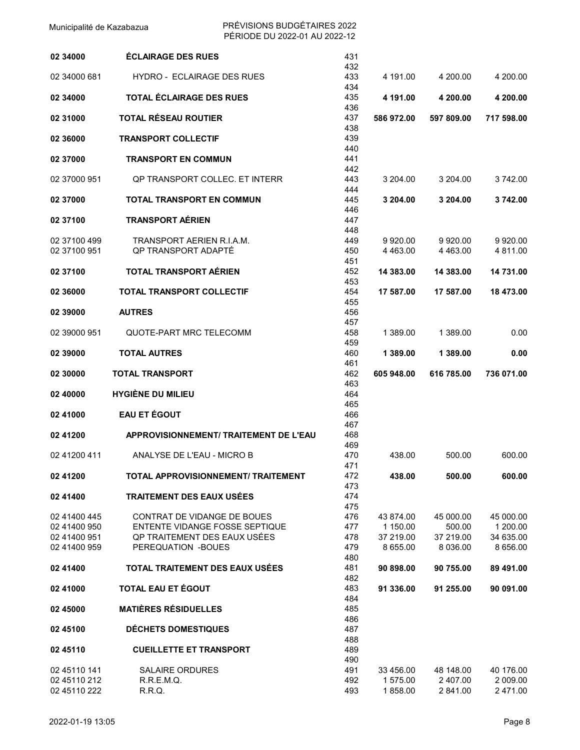| Code | Description | Ligne | | | |
|---|---|---|---|---|---|
| **02 34000** | **ÉCLAIRAGE DES RUES** | 431 | | | |
| | | 432 | | | |
| 02 34000 681 | HYDRO - ECLAIRAGE DES RUES | 433 | 4 191.00 | 4 200.00 | 4 200.00 |
| | | 434 | | | |
| **02 34000** | **TOTAL ÉCLAIRAGE DES RUES** | 435 | **4 191.00** | **4 200.00** | **4 200.00** |
| | | 436 | | | |
| **02 31000** | **TOTAL RÉSEAU ROUTIER** | 437 | **586 972.00** | **597 809.00** | **717 598.00** |
| | | 438 | | | |
| **02 36000** | **TRANSPORT COLLECTIF** | 439 | | | |
| | | 440 | | | |
| **02 37000** | **TRANSPORT EN COMMUN** | 441 | | | |
| | | 442 | | | |
| 02 37000 951 | QP TRANSPORT COLLEC. ET INTERR | 443 | 3 204.00 | 3 204.00 | 3 742.00 |
| | | 444 | | | |
| **02 37000** | **TOTAL TRANSPORT EN COMMUN** | 445 | **3 204.00** | **3 204.00** | **3 742.00** |
| | | 446 | | | |
| **02 37100** | **TRANSPORT AÉRIEN** | 447 | | | |
| | | 448 | | | |
| 02 37100 499 | TRANSPORT AERIEN R.I.A.M. | 449 | 9 920.00 | 9 920.00 | 9 920.00 |
| 02 37100 951 | QP TRANSPORT ADAPTÉ | 450 | 4 463.00 | 4 463.00 | 4 811.00 |
| | | 451 | | | |
| **02 37100** | **TOTAL TRANSPORT AÉRIEN** | 452 | **14 383.00** | **14 383.00** | **14 731.00** |
| | | 453 | | | |
| **02 36000** | **TOTAL TRANSPORT COLLECTIF** | 454 | **17 587.00** | **17 587.00** | **18 473.00** |
| | | 455 | | | |
| **02 39000** | **AUTRES** | 456 | | | |
| | | 457 | | | |
| 02 39000 951 | QUOTE-PART MRC TELECOMM | 458 | 1 389.00 | 1 389.00 | 0.00 |
| | | 459 | | | |
| **02 39000** | **TOTAL AUTRES** | 460 | **1 389.00** | **1 389.00** | **0.00** |
| | | 461 | | | |
| **02 30000** | **TOTAL TRANSPORT** | 462 | **605 948.00** | **616 785.00** | **736 071.00** |
| | | 463 | | | |
| **02 40000** | **HYGIÈNE DU MILIEU** | 464 | | | |
| | | 465 | | | |
| **02 41000** | **EAU ET ÉGOUT** | 466 | | | |
| | | 467 | | | |
| **02 41200** | **APPROVISIONNEMENT/ TRAITEMENT DE L'EAU** | 468 | | | |
| | | 469 | | | |
| 02 41200 411 | ANALYSE DE L'EAU - MICRO B | 470 | 438.00 | 500.00 | 600.00 |
| | | 471 | | | |
| **02 41200** | **TOTAL APPROVISIONNEMENT/ TRAITEMENT** | 472 | **438.00** | **500.00** | **600.00** |
| | | 473 | | | |
| **02 41400** | **TRAITEMENT DES EAUX USÉES** | 474 | | | |
| | | 475 | | | |
| 02 41400 445 | CONTRAT DE VIDANGE DE BOUES | 476 | 43 874.00 | 45 000.00 | 45 000.00 |
| 02 41400 950 | ENTENTE VIDANGE FOSSE SEPTIQUE | 477 | 1 150.00 | 500.00 | 1 200.00 |
| 02 41400 951 | QP TRAITEMENT DES EAUX USÉES | 478 | 37 219.00 | 37 219.00 | 34 635.00 |
| 02 41400 959 | PEREQUATION -BOUES | 479 | 8 655.00 | 8 036.00 | 8 656.00 |
| | | 480 | | | |
| **02 41400** | **TOTAL TRAITEMENT DES EAUX USÉES** | 481 | **90 898.00** | **90 755.00** | **89 491.00** |
| | | 482 | | | |
| **02 41000** | **TOTAL EAU ET ÉGOUT** | 483 | **91 336.00** | **91 255.00** | **90 091.00** |
| | | 484 | | | |
| **02 45000** | **MATIÈRES RÉSIDUELLES** | 485 | | | |
| | | 486 | | | |
| **02 45100** | **DÉCHETS DOMESTIQUES** | 487 | | | |
| | | 488 | | | |
| **02 45110** | **CUEILLETTE ET TRANSPORT** | 489 | | | |
| | | 490 | | | |
| 02 45110 141 | SALAIRE ORDURES | 491 | 33 456.00 | 48 148.00 | 40 176.00 |
| 02 45110 212 | R.R.E.M.Q. | 492 | 1 575.00 | 2 407.00 | 2 009.00 |
| 02 45110 222 | R.R.Q. | 493 | 1 858.00 | 2 841.00 | 2 471.00 |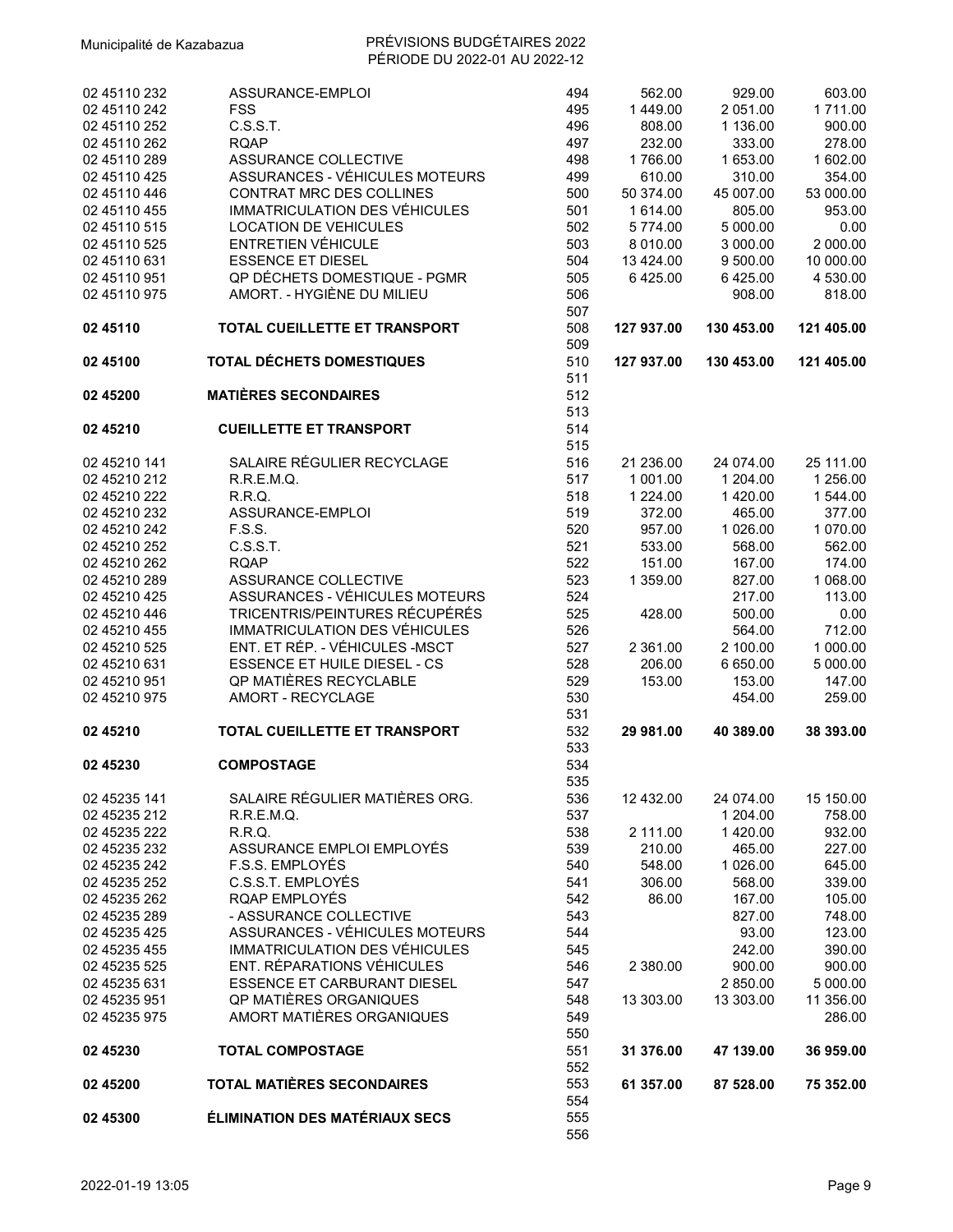| | | | | | |
|---|---|---|---|---|---|
| 02 45110 232 | ASSURANCE-EMPLOI | 494 | 562.00 | 929.00 | 603.00 |
| 02 45110 242 | FSS | 495 | 1 449.00 | 2 051.00 | 1 711.00 |
| 02 45110 252 | C.S.S.T. | 496 | 808.00 | 1 136.00 | 900.00 |
| 02 45110 262 | RQAP | 497 | 232.00 | 333.00 | 278.00 |
| 02 45110 289 | ASSURANCE COLLECTIVE | 498 | 1 766.00 | 1 653.00 | 1 602.00 |
| 02 45110 425 | ASSURANCES - VÉHICULES MOTEURS | 499 | 610.00 | 310.00 | 354.00 |
| 02 45110 446 | CONTRAT MRC DES COLLINES | 500 | 50 374.00 | 45 007.00 | 53 000.00 |
| 02 45110 455 | IMMATRICULATION DES VÉHICULES | 501 | 1 614.00 | 805.00 | 953.00 |
| 02 45110 515 | LOCATION DE VEHICULES | 502 | 5 774.00 | 5 000.00 | 0.00 |
| 02 45110 525 | ENTRETIEN VÉHICULE | 503 | 8 010.00 | 3 000.00 | 2 000.00 |
| 02 45110 631 | ESSENCE ET DIESEL | 504 | 13 424.00 | 9 500.00 | 10 000.00 |
| 02 45110 951 | QP DÉCHETS DOMESTIQUE - PGMR | 505 | 6 425.00 | 6 425.00 | 4 530.00 |
| 02 45110 975 | AMORT. - HYGIÈNE DU MILIEU | 506 | | 908.00 | 818.00 |
| | | 507 | | | |
| **02 45110** | **TOTAL CUEILLETTE ET TRANSPORT** | 508 | **127 937.00** | **130 453.00** | **121 405.00** |
| | | 509 | | | |
| **02 45100** | **TOTAL DÉCHETS DOMESTIQUES** | 510 | **127 937.00** | **130 453.00** | **121 405.00** |
| | | 511 | | | |
| **02 45200** | **MATIÈRES SECONDAIRES** | 512 | | | |
| | | 513 | | | |
| **02 45210** | **CUEILLETTE ET TRANSPORT** | 514 | | | |
| | | 515 | | | |
| 02 45210 141 | SALAIRE RÉGULIER RECYCLAGE | 516 | 21 236.00 | 24 074.00 | 25 111.00 |
| 02 45210 212 | R.R.E.M.Q. | 517 | 1 001.00 | 1 204.00 | 1 256.00 |
| 02 45210 222 | R.R.Q. | 518 | 1 224.00 | 1 420.00 | 1 544.00 |
| 02 45210 232 | ASSURANCE-EMPLOI | 519 | 372.00 | 465.00 | 377.00 |
| 02 45210 242 | F.S.S. | 520 | 957.00 | 1 026.00 | 1 070.00 |
| 02 45210 252 | C.S.S.T. | 521 | 533.00 | 568.00 | 562.00 |
| 02 45210 262 | RQAP | 522 | 151.00 | 167.00 | 174.00 |
| 02 45210 289 | ASSURANCE COLLECTIVE | 523 | 1 359.00 | 827.00 | 1 068.00 |
| 02 45210 425 | ASSURANCES - VÉHICULES MOTEURS | 524 | | 217.00 | 113.00 |
| 02 45210 446 | TRICENTRIS/PEINTURES RÉCUPÉRÉS | 525 | 428.00 | 500.00 | 0.00 |
| 02 45210 455 | IMMATRICULATION DES VÉHICULES | 526 | | 564.00 | 712.00 |
| 02 45210 525 | ENT. ET RÉP. - VÉHICULES -MSCT | 527 | 2 361.00 | 2 100.00 | 1 000.00 |
| 02 45210 631 | ESSENCE ET HUILE DIESEL - CS | 528 | 206.00 | 6 650.00 | 5 000.00 |
| 02 45210 951 | QP MATIÈRES RECYCLABLE | 529 | 153.00 | 153.00 | 147.00 |
| 02 45210 975 | AMORT - RECYCLAGE | 530 | | 454.00 | 259.00 |
| | | 531 | | | |
| **02 45210** | **TOTAL CUEILLETTE ET TRANSPORT** | 532 | **29 981.00** | **40 389.00** | **38 393.00** |
| | | 533 | | | |
| **02 45230** | **COMPOSTAGE** | 534 | | | |
| | | 535 | | | |
| 02 45235 141 | SALAIRE RÉGULIER MATIÈRES ORG. | 536 | 12 432.00 | 24 074.00 | 15 150.00 |
| 02 45235 212 | R.R.E.M.Q. | 537 | | 1 204.00 | 758.00 |
| 02 45235 222 | R.R.Q. | 538 | 2 111.00 | 1 420.00 | 932.00 |
| 02 45235 232 | ASSURANCE EMPLOI EMPLOYÉS | 539 | 210.00 | 465.00 | 227.00 |
| 02 45235 242 | F.S.S. EMPLOYÉS | 540 | 548.00 | 1 026.00 | 645.00 |
| 02 45235 252 | C.S.S.T. EMPLOYÉS | 541 | 306.00 | 568.00 | 339.00 |
| 02 45235 262 | RQAP EMPLOYÉS | 542 | 86.00 | 167.00 | 105.00 |
| 02 45235 289 | - ASSURANCE COLLECTIVE | 543 | | 827.00 | 748.00 |
| 02 45235 425 | ASSURANCES - VÉHICULES MOTEURS | 544 | | 93.00 | 123.00 |
| 02 45235 455 | IMMATRICULATION DES VÉHICULES | 545 | | 242.00 | 390.00 |
| 02 45235 525 | ENT. RÉPARATIONS VÉHICULES | 546 | 2 380.00 | 900.00 | 900.00 |
| 02 45235 631 | ESSENCE ET CARBURANT DIESEL | 547 | | 2 850.00 | 5 000.00 |
| 02 45235 951 | QP MATIÈRES ORGANIQUES | 548 | 13 303.00 | 13 303.00 | 11 356.00 |
| 02 45235 975 | AMORT MATIÈRES ORGANIQUES | 549 | | | 286.00 |
| | | 550 | | | |
| **02 45230** | **TOTAL COMPOSTAGE** | 551 | **31 376.00** | **47 139.00** | **36 959.00** |
| | | 552 | | | |
| **02 45200** | **TOTAL MATIÈRES SECONDAIRES** | 553 | **61 357.00** | **87 528.00** | **75 352.00** |
| | | 554 | | | |
| **02 45300** | **ÉLIMINATION DES MATÉRIAUX SECS** | 555 | | | |
| | | 556 | | | |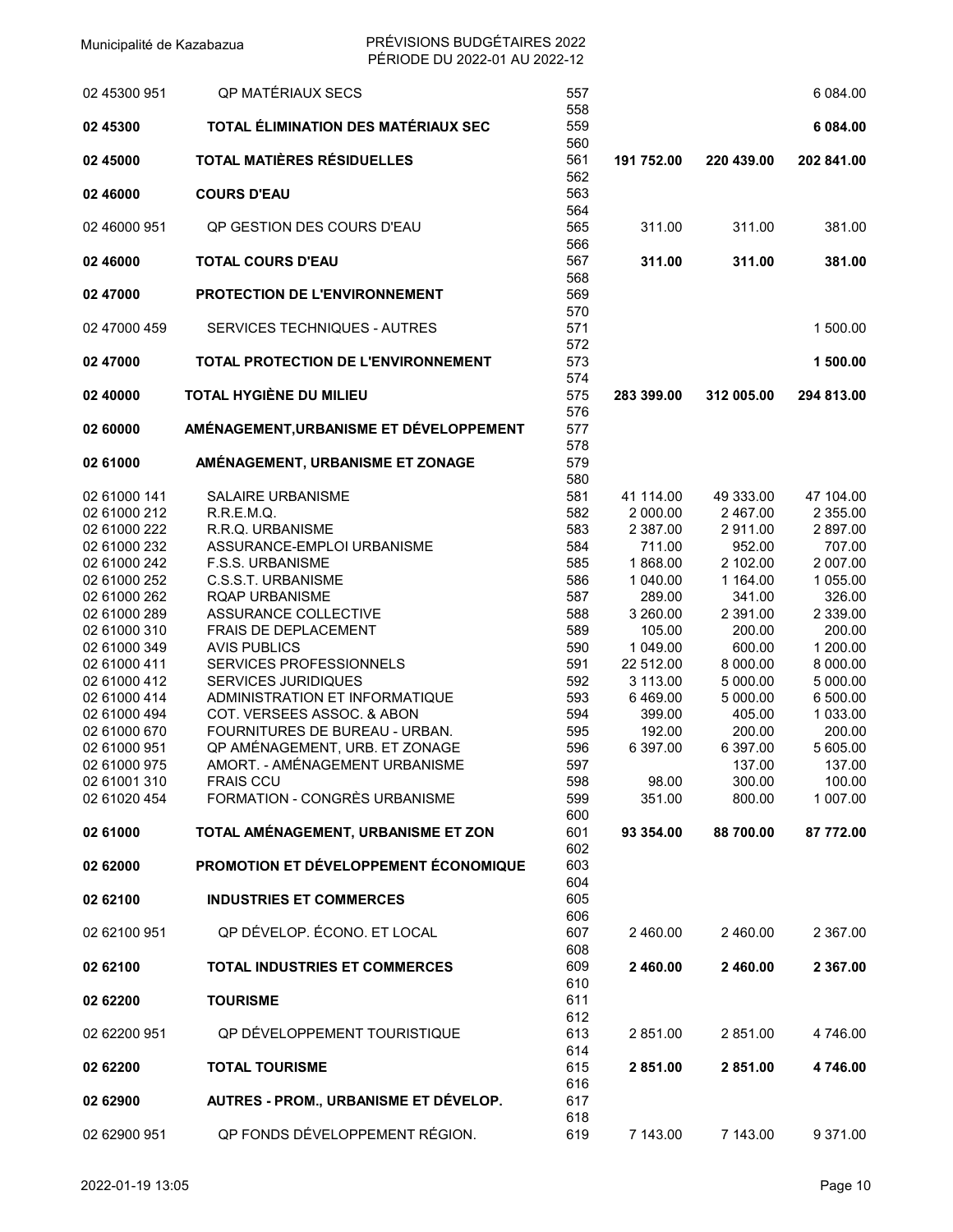| Code | Description | Ligne | | | |
|---|---|---|---|---|---|
| 02 45300 951 | QP MATÉRIAUX SECS | 557 | | | 6 084.00 |
| | | 558 | | | |
| **02 45300** | **TOTAL ÉLIMINATION DES MATÉRIAUX SEC** | 559 | | | **6 084.00** |
| | | 560 | | | |
| **02 45000** | **TOTAL MATIÈRES RÉSIDUELLES** | 561 | **191 752.00** | **220 439.00** | **202 841.00** |
| | | 562 | | | |
| **02 46000** | **COURS D'EAU** | 563 | | | |
| | | 564 | | | |
| 02 46000 951 | QP GESTION DES COURS D'EAU | 565 | 311.00 | 311.00 | 381.00 |
| | | 566 | | | |
| **02 46000** | **TOTAL COURS D'EAU** | 567 | **311.00** | **311.00** | **381.00** |
| | | 568 | | | |
| **02 47000** | **PROTECTION DE L'ENVIRONNEMENT** | 569 | | | |
| | | 570 | | | |
| 02 47000 459 | SERVICES TECHNIQUES - AUTRES | 571 | | | 1 500.00 |
| | | 572 | | | |
| **02 47000** | **TOTAL PROTECTION DE L'ENVIRONNEMENT** | 573 | | | **1 500.00** |
| | | 574 | | | |
| **02 40000** | **TOTAL HYGIÈNE DU MILIEU** | 575 | **283 399.00** | **312 005.00** | **294 813.00** |
| | | 576 | | | |
| **02 60000** | **AMÉNAGEMENT,URBANISME ET DÉVELOPPEMENT** | 577 | | | |
| | | 578 | | | |
| **02 61000** | **AMÉNAGEMENT, URBANISME ET ZONAGE** | 579 | | | |
| | | 580 | | | |
| 02 61000 141 | SALAIRE URBANISME | 581 | 41 114.00 | 49 333.00 | 47 104.00 |
| 02 61000 212 | R.R.E.M.Q. | 582 | 2 000.00 | 2 467.00 | 2 355.00 |
| 02 61000 222 | R.R.Q. URBANISME | 583 | 2 387.00 | 2 911.00 | 2 897.00 |
| 02 61000 232 | ASSURANCE-EMPLOI URBANISME | 584 | 711.00 | 952.00 | 707.00 |
| 02 61000 242 | F.S.S. URBANISME | 585 | 1 868.00 | 2 102.00 | 2 007.00 |
| 02 61000 252 | C.S.S.T. URBANISME | 586 | 1 040.00 | 1 164.00 | 1 055.00 |
| 02 61000 262 | RQAP URBANISME | 587 | 289.00 | 341.00 | 326.00 |
| 02 61000 289 | ASSURANCE COLLECTIVE | 588 | 3 260.00 | 2 391.00 | 2 339.00 |
| 02 61000 310 | FRAIS DE DEPLACEMENT | 589 | 105.00 | 200.00 | 200.00 |
| 02 61000 349 | AVIS PUBLICS | 590 | 1 049.00 | 600.00 | 1 200.00 |
| 02 61000 411 | SERVICES PROFESSIONNELS | 591 | 22 512.00 | 8 000.00 | 8 000.00 |
| 02 61000 412 | SERVICES JURIDIQUES | 592 | 3 113.00 | 5 000.00 | 5 000.00 |
| 02 61000 414 | ADMINISTRATION ET INFORMATIQUE | 593 | 6 469.00 | 5 000.00 | 6 500.00 |
| 02 61000 494 | COT. VERSEES ASSOC. & ABON | 594 | 399.00 | 405.00 | 1 033.00 |
| 02 61000 670 | FOURNITURES DE BUREAU - URBAN. | 595 | 192.00 | 200.00 | 200.00 |
| 02 61000 951 | QP AMÉNAGEMENT, URB. ET ZONAGE | 596 | 6 397.00 | 6 397.00 | 5 605.00 |
| 02 61000 975 | AMORT. - AMÉNAGEMENT URBANISME | 597 | | 137.00 | 137.00 |
| 02 61001 310 | FRAIS CCU | 598 | 98.00 | 300.00 | 100.00 |
| 02 61020 454 | FORMATION - CONGRÈS URBANISME | 599 | 351.00 | 800.00 | 1 007.00 |
| | | 600 | | | |
| **02 61000** | **TOTAL AMÉNAGEMENT, URBANISME ET ZON** | 601 | **93 354.00** | **88 700.00** | **87 772.00** |
| | | 602 | | | |
| **02 62000** | **PROMOTION ET DÉVELOPPEMENT ÉCONOMIQUE** | 603 | | | |
| | | 604 | | | |
| **02 62100** | **INDUSTRIES ET COMMERCES** | 605 | | | |
| | | 606 | | | |
| 02 62100 951 | QP DÉVELOP. ÉCONO. ET LOCAL | 607 | 2 460.00 | 2 460.00 | 2 367.00 |
| | | 608 | | | |
| **02 62100** | **TOTAL INDUSTRIES ET COMMERCES** | 609 | **2 460.00** | **2 460.00** | **2 367.00** |
| | | 610 | | | |
| **02 62200** | **TOURISME** | 611 | | | |
| | | 612 | | | |
| 02 62200 951 | QP DÉVELOPPEMENT TOURISTIQUE | 613 | 2 851.00 | 2 851.00 | 4 746.00 |
| | | 614 | | | |
| **02 62200** | **TOTAL TOURISME** | 615 | **2 851.00** | **2 851.00** | **4 746.00** |
| | | 616 | | | |
| **02 62900** | **AUTRES - PROM., URBANISME ET DÉVELOP.** | 617 | | | |
| | | 618 | | | |
| 02 62900 951 | QP FONDS DÉVELOPPEMENT RÉGION. | 619 | 7 143.00 | 7 143.00 | 9 371.00 |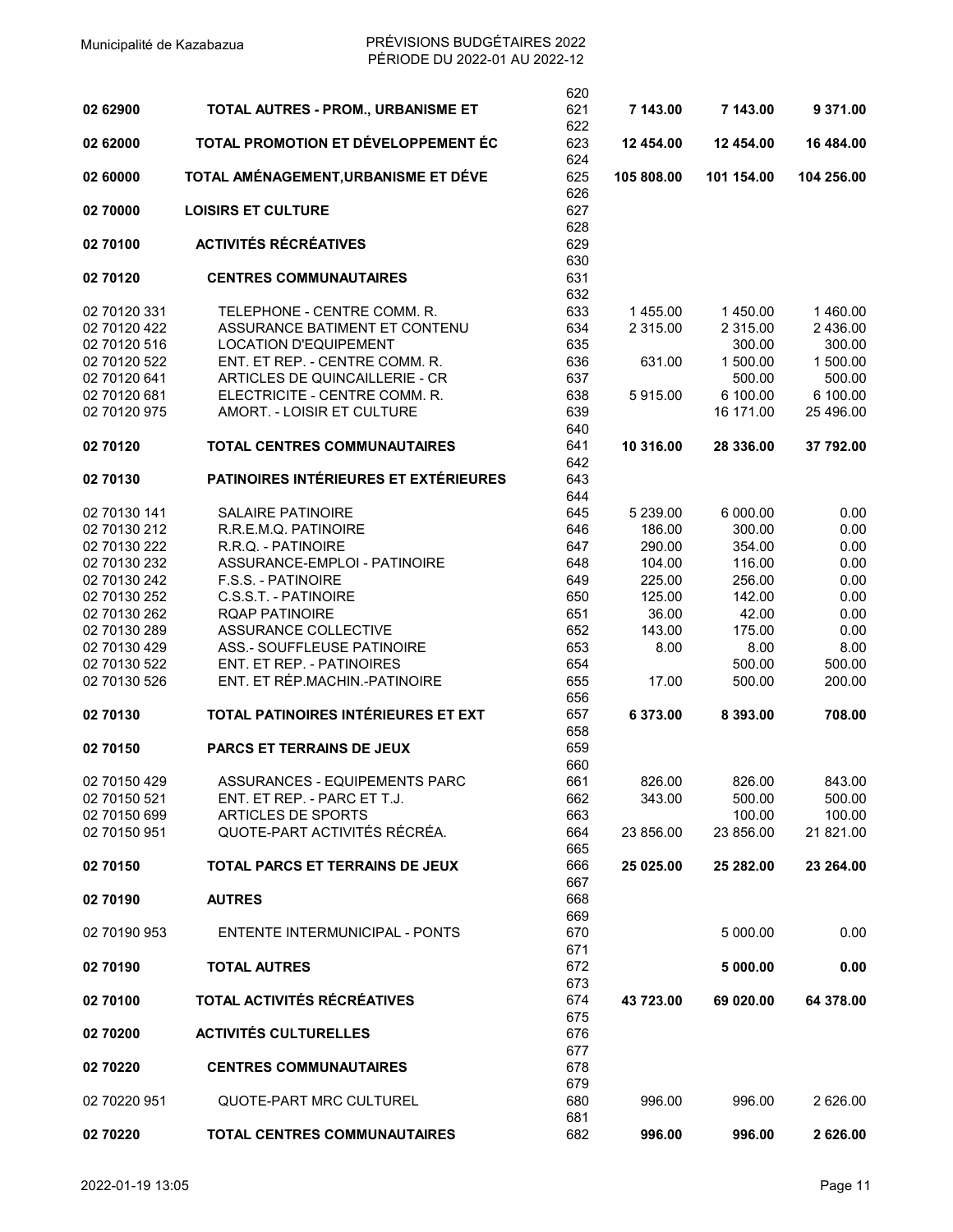| | | | | | |
|---|---|---|---|---|---|
| | | 620 | | | |
| **02 62900** | **TOTAL AUTRES - PROM., URBANISME ET** | 621 | **7 143.00** | **7 143.00** | **9 371.00** |
| | | 622 | | | |
| **02 62000** | **TOTAL PROMOTION ET DÉVELOPPEMENT ÉC** | 623 | **12 454.00** | **12 454.00** | **16 484.00** |
| | | 624 | | | |
| **02 60000** | **TOTAL AMÉNAGEMENT,URBANISME ET DÉVE** | 625 | **105 808.00** | **101 154.00** | **104 256.00** |
| | | 626 | | | |
| **02 70000** | **LOISIRS ET CULTURE** | 627 | | | |
| | | 628 | | | |
| **02 70100** | **ACTIVITÉS RÉCRÉATIVES** | 629 | | | |
| | | 630 | | | |
| **02 70120** | **CENTRES COMMUNAUTAIRES** | 631 | | | |
| | | 632 | | | |
| 02 70120 331 | TELEPHONE - CENTRE COMM. R. | 633 | 1 455.00 | 1 450.00 | 1 460.00 |
| 02 70120 422 | ASSURANCE BATIMENT ET CONTENU | 634 | 2 315.00 | 2 315.00 | 2 436.00 |
| 02 70120 516 | LOCATION D'EQUIPEMENT | 635 | | 300.00 | 300.00 |
| 02 70120 522 | ENT. ET REP. - CENTRE COMM. R. | 636 | 631.00 | 1 500.00 | 1 500.00 |
| 02 70120 641 | ARTICLES DE QUINCAILLERIE - CR | 637 | | 500.00 | 500.00 |
| 02 70120 681 | ELECTRICITE - CENTRE COMM. R. | 638 | 5 915.00 | 6 100.00 | 6 100.00 |
| 02 70120 975 | AMORT. - LOISIR ET CULTURE | 639 | | 16 171.00 | 25 496.00 |
| | | 640 | | | |
| **02 70120** | **TOTAL CENTRES COMMUNAUTAIRES** | 641 | **10 316.00** | **28 336.00** | **37 792.00** |
| | | 642 | | | |
| **02 70130** | **PATINOIRES INTÉRIEURES ET EXTÉRIEURES** | 643 | | | |
| | | 644 | | | |
| 02 70130 141 | SALAIRE PATINOIRE | 645 | 5 239.00 | 6 000.00 | 0.00 |
| 02 70130 212 | R.R.E.M.Q. PATINOIRE | 646 | 186.00 | 300.00 | 0.00 |
| 02 70130 222 | R.R.Q. - PATINOIRE | 647 | 290.00 | 354.00 | 0.00 |
| 02 70130 232 | ASSURANCE-EMPLOI - PATINOIRE | 648 | 104.00 | 116.00 | 0.00 |
| 02 70130 242 | F.S.S. - PATINOIRE | 649 | 225.00 | 256.00 | 0.00 |
| 02 70130 252 | C.S.S.T. - PATINOIRE | 650 | 125.00 | 142.00 | 0.00 |
| 02 70130 262 | RQAP PATINOIRE | 651 | 36.00 | 42.00 | 0.00 |
| 02 70130 289 | ASSURANCE COLLECTIVE | 652 | 143.00 | 175.00 | 0.00 |
| 02 70130 429 | ASS.- SOUFFLEUSE PATINOIRE | 653 | 8.00 | 8.00 | 8.00 |
| 02 70130 522 | ENT. ET REP. - PATINOIRES | 654 | | 500.00 | 500.00 |
| 02 70130 526 | ENT. ET RÉP.MACHIN.-PATINOIRE | 655 | 17.00 | 500.00 | 200.00 |
| | | 656 | | | |
| **02 70130** | **TOTAL PATINOIRES INTÉRIEURES ET EXT** | 657 | **6 373.00** | **8 393.00** | **708.00** |
| | | 658 | | | |
| **02 70150** | **PARCS ET TERRAINS DE JEUX** | 659 | | | |
| | | 660 | | | |
| 02 70150 429 | ASSURANCES - EQUIPEMENTS PARC | 661 | 826.00 | 826.00 | 843.00 |
| 02 70150 521 | ENT. ET REP. - PARC ET T.J. | 662 | 343.00 | 500.00 | 500.00 |
| 02 70150 699 | ARTICLES DE SPORTS | 663 | | 100.00 | 100.00 |
| 02 70150 951 | QUOTE-PART ACTIVITÉS RÉCRÉA. | 664 | 23 856.00 | 23 856.00 | 21 821.00 |
| | | 665 | | | |
| **02 70150** | **TOTAL PARCS ET TERRAINS DE JEUX** | 666 | **25 025.00** | **25 282.00** | **23 264.00** |
| | | 667 | | | |
| **02 70190** | **AUTRES** | 668 | | | |
| | | 669 | | | |
| 02 70190 953 | ENTENTE INTERMUNICIPAL - PONTS | 670 | | 5 000.00 | 0.00 |
| | | 671 | | | |
| **02 70190** | **TOTAL AUTRES** | 672 | | **5 000.00** | **0.00** |
| | | 673 | | | |
| **02 70100** | **TOTAL ACTIVITÉS RÉCRÉATIVES** | 674 | **43 723.00** | **69 020.00** | **64 378.00** |
| | | 675 | | | |
| **02 70200** | **ACTIVITÉS CULTURELLES** | 676 | | | |
| | | 677 | | | |
| **02 70220** | **CENTRES COMMUNAUTAIRES** | 678 | | | |
| | | 679 | | | |
| 02 70220 951 | QUOTE-PART MRC CULTUREL | 680 | 996.00 | 996.00 | 2 626.00 |
| | | 681 | | | |
| **02 70220** | **TOTAL CENTRES COMMUNAUTAIRES** | 682 | **996.00** | **996.00** | **2 626.00** |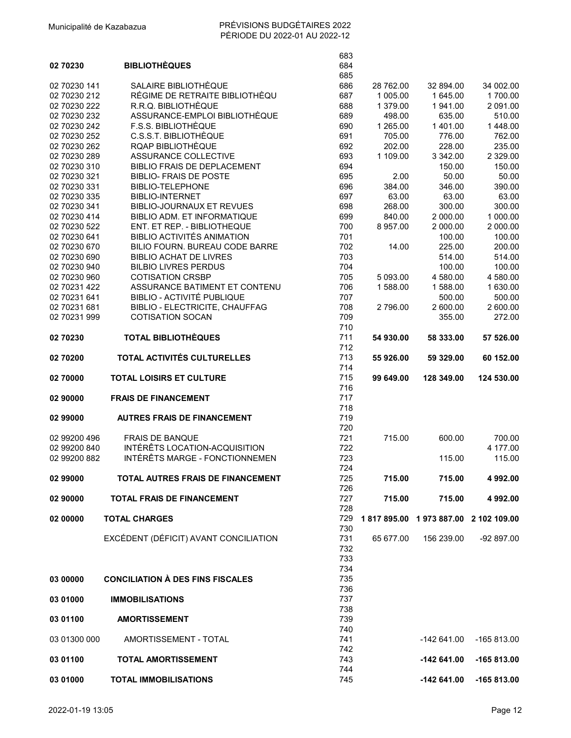| | | | | | |
|---|---|---|---|---|---|
| | | 683 | | | |
| **02 70230** | **BIBLIOTHÈQUES** | 684 | | | |
| | | 685 | | | |
| 02 70230 141 | SALAIRE BIBLIOTHÈQUE | 686 | 28 762.00 | 32 894.00 | 34 002.00 |
| 02 70230 212 | RÉGIME DE RETRAITE BIBLIOTHÈQU | 687 | 1 005.00 | 1 645.00 | 1 700.00 |
| 02 70230 222 | R.R.Q. BIBLIOTHÈQUE | 688 | 1 379.00 | 1 941.00 | 2 091.00 |
| 02 70230 232 | ASSURANCE-EMPLOI BIBLIOTHÈQUE | 689 | 498.00 | 635.00 | 510.00 |
| 02 70230 242 | F.S.S. BIBLIOTHÈQUE | 690 | 1 265.00 | 1 401.00 | 1 448.00 |
| 02 70230 252 | C.S.S.T. BIBLIOTHÈQUE | 691 | 705.00 | 776.00 | 762.00 |
| 02 70230 262 | RQAP BIBLIOTHÈQUE | 692 | 202.00 | 228.00 | 235.00 |
| 02 70230 289 | ASSURANCE COLLECTIVE | 693 | 1 109.00 | 3 342.00 | 2 329.00 |
| 02 70230 310 | BIBLIO FRAIS DE DEPLACEMENT | 694 | | 150.00 | 150.00 |
| 02 70230 321 | BIBLIO- FRAIS DE POSTE | 695 | 2.00 | 50.00 | 50.00 |
| 02 70230 331 | BIBLIO-TELEPHONE | 696 | 384.00 | 346.00 | 390.00 |
| 02 70230 335 | BIBLIO-INTERNET | 697 | 63.00 | 63.00 | 63.00 |
| 02 70230 341 | BIBLIO-JOURNAUX ET REVUES | 698 | 268.00 | 300.00 | 300.00 |
| 02 70230 414 | BIBLIO ADM. ET INFORMATIQUE | 699 | 840.00 | 2 000.00 | 1 000.00 |
| 02 70230 522 | ENT. ET REP. - BIBLIOTHEQUE | 700 | 8 957.00 | 2 000.00 | 2 000.00 |
| 02 70230 641 | BIBLIO ACTIVITÉS ANIMATION | 701 | | 100.00 | 100.00 |
| 02 70230 670 | BILIO FOURN. BUREAU CODE BARRE | 702 | 14.00 | 225.00 | 200.00 |
| 02 70230 690 | BIBLIO ACHAT DE LIVRES | 703 | | 514.00 | 514.00 |
| 02 70230 940 | BILBIO LIVRES PERDUS | 704 | | 100.00 | 100.00 |
| 02 70230 960 | COTISATION CRSBP | 705 | 5 093.00 | 4 580.00 | 4 580.00 |
| 02 70231 422 | ASSURANCE BATIMENT ET CONTENU | 706 | 1 588.00 | 1 588.00 | 1 630.00 |
| 02 70231 641 | BIBLIO - ACTIVITÉ PUBLIQUE | 707 | | 500.00 | 500.00 |
| 02 70231 681 | BIBLIO - ELECTRICITE, CHAUFFAG | 708 | 2 796.00 | 2 600.00 | 2 600.00 |
| 02 70231 999 | COTISATION SOCAN | 709 | | 355.00 | 272.00 |
| | | 710 | | | |
| **02 70230** | **TOTAL BIBLIOTHÈQUES** | 711 | **54 930.00** | **58 333.00** | **57 526.00** |
| | | 712 | | | |
| **02 70200** | **TOTAL ACTIVITÉS CULTURELLES** | 713 | **55 926.00** | **59 329.00** | **60 152.00** |
| | | 714 | | | |
| **02 70000** | **TOTAL LOISIRS ET CULTURE** | 715 | **99 649.00** | **128 349.00** | **124 530.00** |
| | | 716 | | | |
| **02 90000** | **FRAIS DE FINANCEMENT** | 717 | | | |
| | | 718 | | | |
| **02 99000** | **AUTRES FRAIS DE FINANCEMENT** | 719 | | | |
| | | 720 | | | |
| 02 99200 496 | FRAIS DE BANQUE | 721 | 715.00 | 600.00 | 700.00 |
| 02 99200 840 | INTÉRÊTS LOCATION-ACQUISITION | 722 | | | 4 177.00 |
| 02 99200 882 | INTÉRÊTS MARGE - FONCTIONNEMEN | 723 | | 115.00 | 115.00 |
| | | 724 | | | |
| **02 99000** | **TOTAL AUTRES FRAIS DE FINANCEMENT** | 725 | **715.00** | **715.00** | **4 992.00** |
| | | 726 | | | |
| **02 90000** | **TOTAL FRAIS DE FINANCEMENT** | 727 | **715.00** | **715.00** | **4 992.00** |
| | | 728 | | | |
| **02 00000** | **TOTAL CHARGES** | 729 | **1 817 895.00** | **1 973 887.00** | **2 102 109.00** |
| | | 730 | | | |
| | EXCÉDENT (DÉFICIT) AVANT CONCILIATION | 731 | 65 677.00 | 156 239.00 | -92 897.00 |
| | | 732 | | | |
| | | 733 | | | |
| | | 734 | | | |
| **03 00000** | **CONCILIATION À DES FINS FISCALES** | 735 | | | |
| | | 736 | | | |
| **03 01000** | **IMMOBILISATIONS** | 737 | | | |
| | | 738 | | | |
| **03 01100** | **AMORTISSEMENT** | 739 | | | |
| | | 740 | | | |
| 03 01300 000 | AMORTISSEMENT - TOTAL | 741 | | -142 641.00 | -165 813.00 |
| | | 742 | | | |
| **03 01100** | **TOTAL AMORTISSEMENT** | 743 | | **-142 641.00** | **-165 813.00** |
| | | 744 | | | |
| **03 01000** | **TOTAL IMMOBILISATIONS** | 745 | | **-142 641.00** | **-165 813.00** |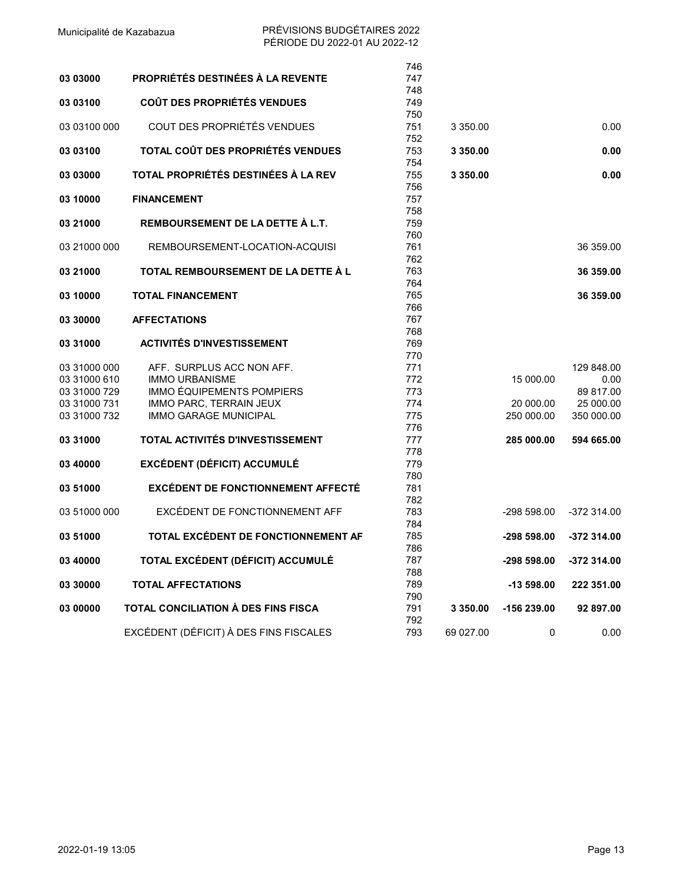| | | | | | |
|---|---|---|---|---|---|
| | | 746 | | | |
| **03 03000** | **PROPRIÉTÉS DESTINÉES À LA REVENTE** | 747 | | | |
| | | 748 | | | |
| **03 03100** | **COÛT DES PROPRIÉTÉS VENDUES** | 749 | | | |
| | | 750 | | | |
| 03 03100 000 | COUT DES PROPRIÉTÉS VENDUES | 751 | 3 350.00 | | 0.00 |
| | | 752 | | | |
| **03 03100** | **TOTAL COÛT DES PROPRIÉTÉS VENDUES** | 753 | **3 350.00** | | **0.00** |
| | | 754 | | | |
| **03 03000** | **TOTAL PROPRIÉTÉS DESTINÉES À LA REV** | 755 | **3 350.00** | | **0.00** |
| | | 756 | | | |
| **03 10000** | **FINANCEMENT** | 757 | | | |
| | | 758 | | | |
| **03 21000** | **REMBOURSEMENT DE LA DETTE À L.T.** | 759 | | | |
| | | 760 | | | |
| 03 21000 000 | REMBOURSEMENT-LOCATION-ACQUISI | 761 | | | 36 359.00 |
| | | 762 | | | |
| **03 21000** | **TOTAL REMBOURSEMENT DE LA DETTE À L** | 763 | | | **36 359.00** |
| | | 764 | | | |
| **03 10000** | **TOTAL FINANCEMENT** | 765 | | | **36 359.00** |
| | | 766 | | | |
| **03 30000** | **AFFECTATIONS** | 767 | | | |
| | | 768 | | | |
| **03 31000** | **ACTIVITÉS D'INVESTISSEMENT** | 769 | | | |
| | | 770 | | | |
| 03 31000 000 | AFF. SURPLUS ACC NON AFF. | 771 | | | 129 848.00 |
| 03 31000 610 | IMMO URBANISME | 772 | | 15 000.00 | 0.00 |
| 03 31000 729 | IMMO ÉQUIPEMENTS POMPIERS | 773 | | | 89 817.00 |
| 03 31000 731 | IMMO PARC, TERRAIN JEUX | 774 | | 20 000.00 | 25 000.00 |
| 03 31000 732 | IMMO GARAGE MUNICIPAL | 775 | | 250 000.00 | 350 000.00 |
| | | 776 | | | |
| **03 31000** | **TOTAL ACTIVITÉS D'INVESTISSEMENT** | 777 | | **285 000.00** | **594 665.00** |
| | | 778 | | | |
| **03 40000** | **EXCÉDENT (DÉFICIT) ACCUMULÉ** | 779 | | | |
| | | 780 | | | |
| **03 51000** | **EXCÉDENT DE FONCTIONNEMENT AFFECTÉ** | 781 | | | |
| | | 782 | | | |
| 03 51000 000 | EXCÉDENT DE FONCTIONNEMENT AFF | 783 | | -298 598.00 | -372 314.00 |
| | | 784 | | | |
| **03 51000** | **TOTAL EXCÉDENT DE FONCTIONNEMENT AF** | 785 | | **-298 598.00** | **-372 314.00** |
| | | 786 | | | |
| **03 40000** | **TOTAL EXCÉDENT (DÉFICIT) ACCUMULÉ** | 787 | | **-298 598.00** | **-372 314.00** |
| | | 788 | | | |
| **03 30000** | **TOTAL AFFECTATIONS** | 789 | | **-13 598.00** | **222 351.00** |
| | | 790 | | | |
| **03 00000** | **TOTAL CONCILIATION À DES FINS FISCA** | 791 | **3 350.00** | **-156 239.00** | **92 897.00** |
| | | 792 | | | |
| | EXCÉDENT (DÉFICIT) À DES FINS FISCALES | 793 | 69 027.00 | 0 | 0.00 |